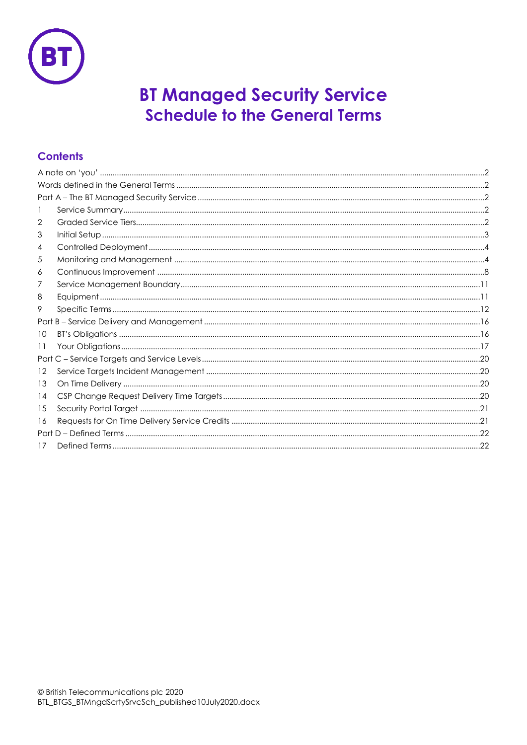# BT Managed Security Service
## Schedule to the General Terms

### Contents

A note on 'you' ....................2
Words defined in the General Terms ....................2
Part A – The BT Managed Security Service ....................2
1 Service Summary ....................2
2 Graded Service Tiers ....................2
3 Initial Setup ....................3
4 Controlled Deployment ....................4
5 Monitoring and Management ....................4
6 Continuous Improvement ....................8
7 Service Management Boundary ....................11
8 Equipment ....................11
9 Specific Terms ....................12
Part B – Service Delivery and Management ....................16
10 BT's Obligations ....................16
11 Your Obligations ....................17
Part C – Service Targets and Service Levels ....................20
12 Service Targets Incident Management ....................20
13 On Time Delivery ....................20
14 CSP Change Request Delivery Time Targets ....................20
15 Security Portal Target ....................21
16 Requests for On Time Delivery Service Credits ....................21
Part D – Defined Terms ....................22
17 Defined Terms ....................22

© British Telecommunications plc 2020
BTL_BTGS_BTMngdScrtySrvcSch_published10July2020.docx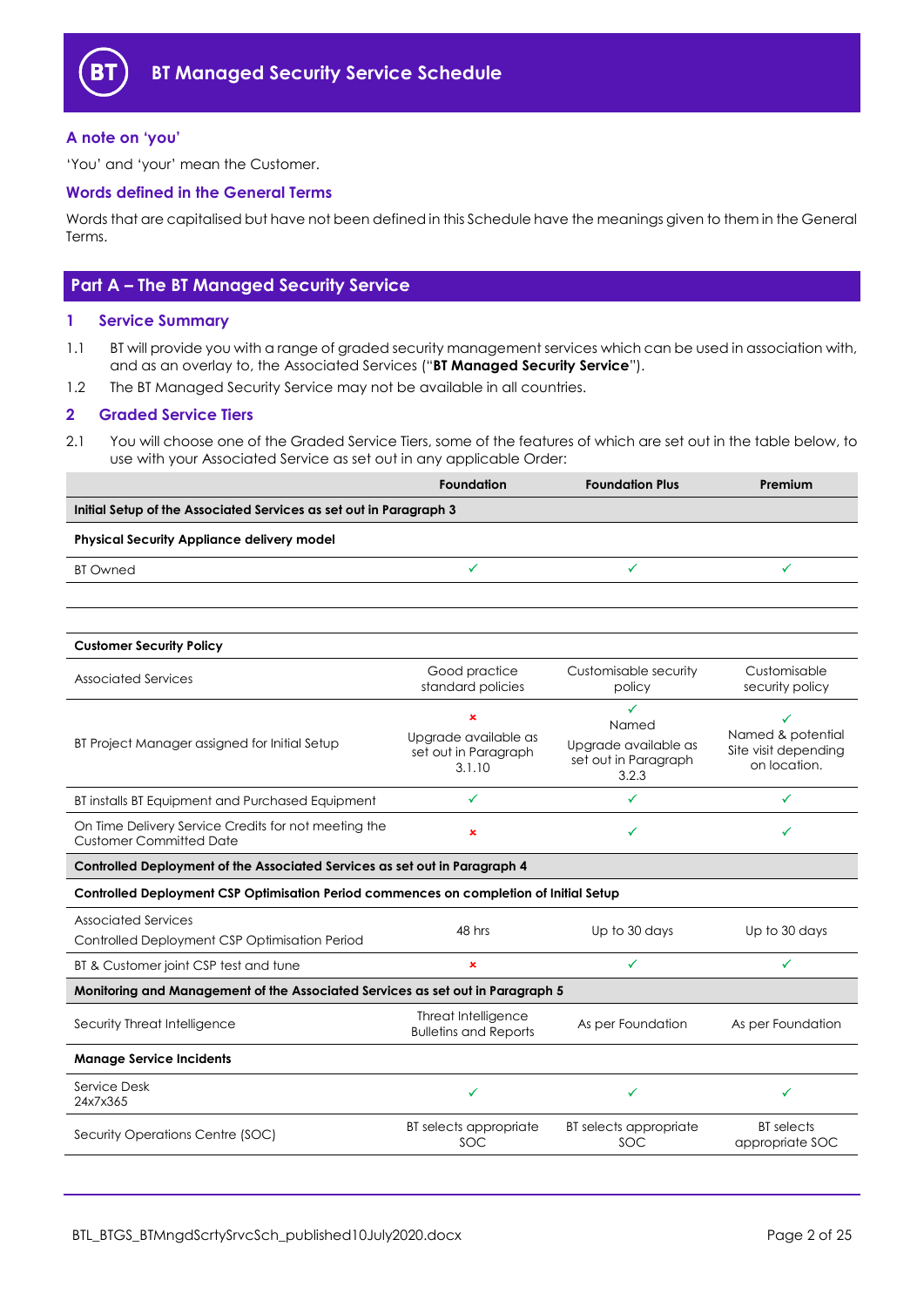# BT Managed Security Service Schedule

### A note on 'you'

'You' and 'your' mean the Customer.

### Words defined in the General Terms

Words that are capitalised but have not been defined in this Schedule have the meanings given to them in the General Terms.

## Part A – The BT Managed Security Service

### 1 Service Summary

1.1 BT will provide you with a range of graded security management services which can be used in association with, and as an overlay to, the Associated Services ("**BT Managed Security Service**").

1.2 The BT Managed Security Service may not be available in all countries.

### 2 Graded Service Tiers

2.1 You will choose one of the Graded Service Tiers, some of the features of which are set out in the table below, to use with your Associated Service as set out in any applicable Order:

| | Foundation | Foundation Plus | Premium |
|---|---|---|---|
| **Initial Setup of the Associated Services as set out in Paragraph 3** | | | |
| **Physical Security Appliance delivery model** | | | |
| BT Owned | ✓ | ✓ | ✓ |
| | | | |
| **Customer Security Policy** | | | |
| Associated Services | Good practice standard policies | Customisable security policy | Customisable security policy |
| BT Project Manager assigned for Initial Setup | ✗ Upgrade available as set out in Paragraph 3.1.10 | ✓ Named Upgrade available as set out in Paragraph 3.2.3 | ✓ Named & potential Site visit depending on location. |
| BT installs BT Equipment and Purchased Equipment | ✓ | ✓ | ✓ |
| On Time Delivery Service Credits for not meeting the Customer Committed Date | ✗ | ✓ | ✓ |
| **Controlled Deployment of the Associated Services as set out in Paragraph 4** | | | |
| **Controlled Deployment CSP Optimisation Period commences on completion of Initial Setup** | | | |
| Associated Services Controlled Deployment CSP Optimisation Period | 48 hrs | Up to 30 days | Up to 30 days |
| BT & Customer joint CSP test and tune | ✗ | ✓ | ✓ |
| **Monitoring and Management of the Associated Services as set out in Paragraph 5** | | | |
| Security Threat Intelligence | Threat Intelligence Bulletins and Reports | As per Foundation | As per Foundation |
| **Manage Service Incidents** | | | |
| Service Desk 24x7x365 | ✓ | ✓ | ✓ |
| Security Operations Centre (SOC) | BT selects appropriate SOC | BT selects appropriate SOC | BT selects appropriate SOC |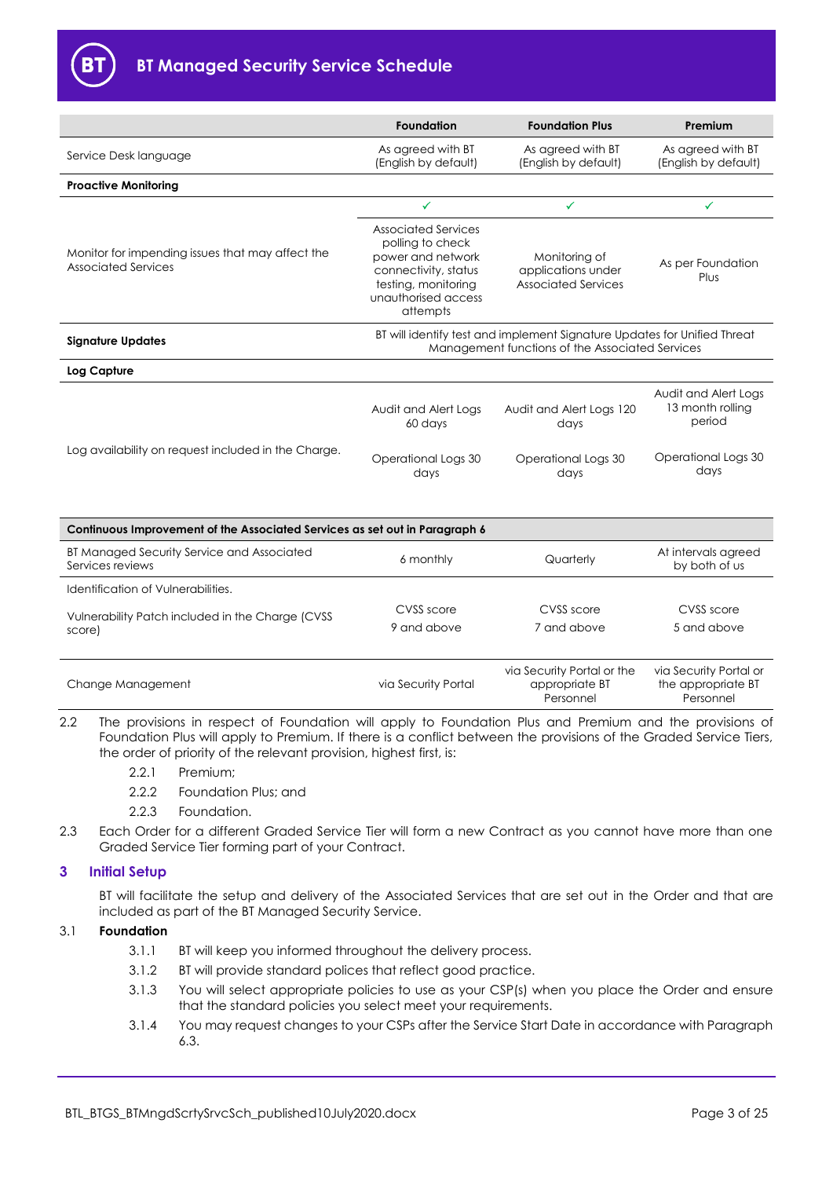| | Foundation | Foundation Plus | Premium |
|---|---|---|---|
| Service Desk language | As agreed with BT (English by default) | As agreed with BT (English by default) | As agreed with BT (English by default) |
| **Proactive Monitoring** | | | |
| | ✓ | ✓ | ✓ |
| Monitor for impending issues that may affect the Associated Services | Associated Services polling to check power and network connectivity, status testing, monitoring unauthorised access attempts | Monitoring of applications under Associated Services | As per Foundation Plus |
| **Signature Updates** | BT will identify test and implement Signature Updates for Unified Threat Management functions of the Associated Services | | |
| **Log Capture** | | | |
| Log availability on request included in the Charge. | Audit and Alert Logs 60 days<br><br>Operational Logs 30 days | Audit and Alert Logs 120 days<br><br>Operational Logs 30 days | Audit and Alert Logs 13 month rolling period<br><br>Operational Logs 30 days |
| **Continuous Improvement of the Associated Services as set out in Paragraph 6** | | | |
| BT Managed Security Service and Associated Services reviews | 6 monthly | Quarterly | At intervals agreed by both of us |
| Identification of Vulnerabilities.<br><br>Vulnerability Patch included in the Charge (CVSS score) | CVSS score 9 and above | CVSS score 7 and above | CVSS score 5 and above |
| Change Management | via Security Portal | via Security Portal or the appropriate BT Personnel | via Security Portal or the appropriate BT Personnel |

2.2 The provisions in respect of Foundation will apply to Foundation Plus and Premium and the provisions of Foundation Plus will apply to Premium. If there is a conflict between the provisions of the Graded Service Tiers, the order of priority of the relevant provision, highest first, is:

- 2.2.1 Premium;
- 2.2.2 Foundation Plus; and
- 2.2.3 Foundation.

2.3 Each Order for a different Graded Service Tier will form a new Contract as you cannot have more than one Graded Service Tier forming part of your Contract.

## 3 Initial Setup

BT will facilitate the setup and delivery of the Associated Services that are set out in the Order and that are included as part of the BT Managed Security Service.

### 3.1 Foundation

- 3.1.1 BT will keep you informed throughout the delivery process.
- 3.1.2 BT will provide standard polices that reflect good practice.
- 3.1.3 You will select appropriate policies to use as your CSP(s) when you place the Order and ensure that the standard policies you select meet your requirements.
- 3.1.4 You may request changes to your CSPs after the Service Start Date in accordance with Paragraph 6.3.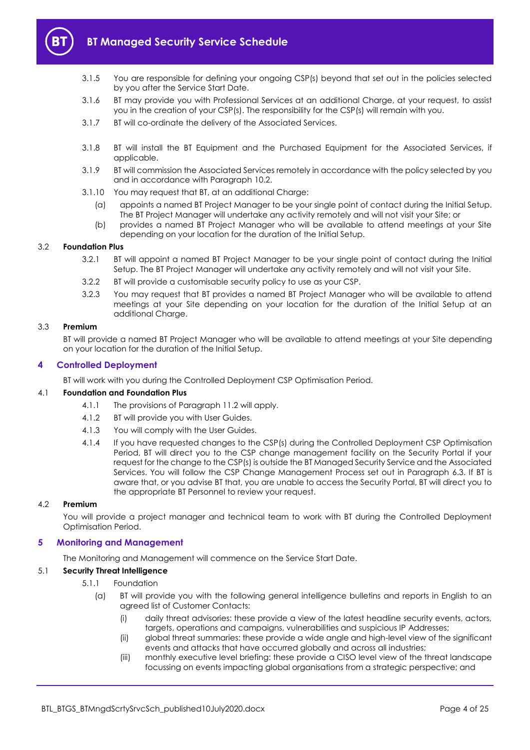3.1.5 You are responsible for defining your ongoing CSP(s) beyond that set out in the policies selected by you after the Service Start Date.

3.1.6 BT may provide you with Professional Services at an additional Charge, at your request, to assist you in the creation of your CSP(s). The responsibility for the CSP(s) will remain with you.

3.1.7 BT will co-ordinate the delivery of the Associated Services.

3.1.8 BT will install the BT Equipment and the Purchased Equipment for the Associated Services, if applicable.

3.1.9 BT will commission the Associated Services remotely in accordance with the policy selected by you and in accordance with Paragraph 10.2.

3.1.10 You may request that BT, at an additional Charge:

(a) appoints a named BT Project Manager to be your single point of contact during the Initial Setup. The BT Project Manager will undertake any activity remotely and will not visit your Site; or

(b) provides a named BT Project Manager who will be available to attend meetings at your Site depending on your location for the duration of the Initial Setup.

### 3.2 Foundation Plus

3.2.1 BT will appoint a named BT Project Manager to be your single point of contact during the Initial Setup. The BT Project Manager will undertake any activity remotely and will not visit your Site.

3.2.2 BT will provide a customisable security policy to use as your CSP.

3.2.3 You may request that BT provides a named BT Project Manager who will be available to attend meetings at your Site depending on your location for the duration of the Initial Setup at an additional Charge.

### 3.3 Premium

BT will provide a named BT Project Manager who will be available to attend meetings at your Site depending on your location for the duration of the Initial Setup.

## 4 Controlled Deployment

BT will work with you during the Controlled Deployment CSP Optimisation Period.

### 4.1 Foundation and Foundation Plus

4.1.1 The provisions of Paragraph 11.2 will apply.

4.1.2 BT will provide you with User Guides.

4.1.3 You will comply with the User Guides.

4.1.4 If you have requested changes to the CSP(s) during the Controlled Deployment CSP Optimisation Period, BT will direct you to the CSP change management facility on the Security Portal if your request for the change to the CSP(s) is outside the BT Managed Security Service and the Associated Services. You will follow the CSP Change Management Process set out in Paragraph 6.3. If BT is aware that, or you advise BT that, you are unable to access the Security Portal, BT will direct you to the appropriate BT Personnel to review your request.

### 4.2 Premium

You will provide a project manager and technical team to work with BT during the Controlled Deployment Optimisation Period.

## 5 Monitoring and Management

The Monitoring and Management will commence on the Service Start Date.

### 5.1 Security Threat Intelligence

5.1.1 Foundation

(a) BT will provide you with the following general intelligence bulletins and reports in English to an agreed list of Customer Contacts:

(i) daily threat advisories: these provide a view of the latest headline security events, actors, targets, operations and campaigns, vulnerabilities and suspicious IP Addresses;

(ii) global threat summaries: these provide a wide angle and high-level view of the significant events and attacks that have occurred globally and across all industries;

(iii) monthly executive level briefing: these provide a CISO level view of the threat landscape focussing on events impacting global organisations from a strategic perspective; and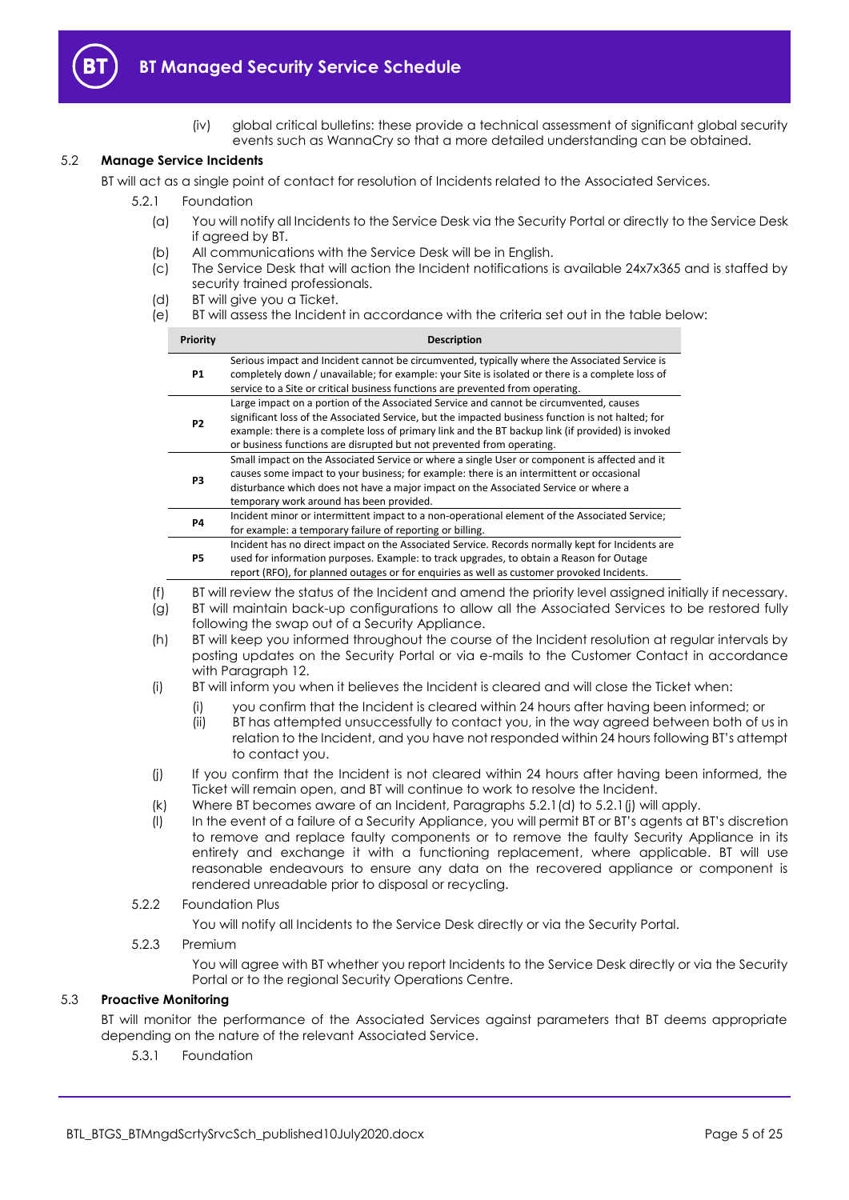(iv) global critical bulletins: these provide a technical assessment of significant global security events such as WannaCry so that a more detailed understanding can be obtained.

### 5.2 Manage Service Incidents

BT will act as a single point of contact for resolution of Incidents related to the Associated Services.

5.2.1 Foundation

(a) You will notify all Incidents to the Service Desk via the Security Portal or directly to the Service Desk if agreed by BT.

(b) All communications with the Service Desk will be in English.

(c) The Service Desk that will action the Incident notifications is available 24x7x365 and is staffed by security trained professionals.

(d) BT will give you a Ticket.

(e) BT will assess the Incident in accordance with the criteria set out in the table below:

| Priority | Description |
|---|---|
| P1 | Serious impact and Incident cannot be circumvented, typically where the Associated Service is completely down / unavailable; for example: your Site is isolated or there is a complete loss of service to a Site or critical business functions are prevented from operating. |
| P2 | Large impact on a portion of the Associated Service and cannot be circumvented, causes significant loss of the Associated Service, but the impacted business function is not halted; for example: there is a complete loss of primary link and the BT backup link (if provided) is invoked or business functions are disrupted but not prevented from operating. |
| P3 | Small impact on the Associated Service or where a single User or component is affected and it causes some impact to your business; for example: there is an intermittent or occasional disturbance which does not have a major impact on the Associated Service or where a temporary work around has been provided. |
| P4 | Incident minor or intermittent impact to a non-operational element of the Associated Service; for example: a temporary failure of reporting or billing. |
| P5 | Incident has no direct impact on the Associated Service. Records normally kept for Incidents are used for information purposes. Example: to track upgrades, to obtain a Reason for Outage report (RFO), for planned outages or for enquiries as well as customer provoked Incidents. |

(f) BT will review the status of the Incident and amend the priority level assigned initially if necessary.

(g) BT will maintain back-up configurations to allow all the Associated Services to be restored fully following the swap out of a Security Appliance.

(h) BT will keep you informed throughout the course of the Incident resolution at regular intervals by posting updates on the Security Portal or via e-mails to the Customer Contact in accordance with Paragraph 12.

(i) BT will inform you when it believes the Incident is cleared and will close the Ticket when:

(i) you confirm that the Incident is cleared within 24 hours after having been informed; or

(ii) BT has attempted unsuccessfully to contact you, in the way agreed between both of us in relation to the Incident, and you have not responded within 24 hours following BT's attempt to contact you.

(j) If you confirm that the Incident is not cleared within 24 hours after having been informed, the Ticket will remain open, and BT will continue to work to resolve the Incident.

(k) Where BT becomes aware of an Incident, Paragraphs 5.2.1(d) to 5.2.1(j) will apply.

(l) In the event of a failure of a Security Appliance, you will permit BT or BT's agents at BT's discretion to remove and replace faulty components or to remove the faulty Security Appliance in its entirety and exchange it with a functioning replacement, where applicable. BT will use reasonable endeavours to ensure any data on the recovered appliance or component is rendered unreadable prior to disposal or recycling.

5.2.2 Foundation Plus

You will notify all Incidents to the Service Desk directly or via the Security Portal.

5.2.3 Premium

You will agree with BT whether you report Incidents to the Service Desk directly or via the Security Portal or to the regional Security Operations Centre.

### 5.3 Proactive Monitoring

BT will monitor the performance of the Associated Services against parameters that BT deems appropriate depending on the nature of the relevant Associated Service.

5.3.1 Foundation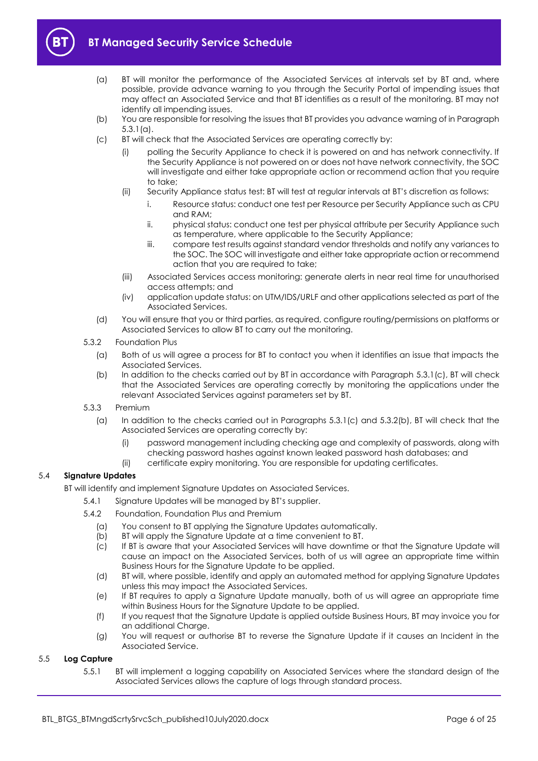(a) BT will monitor the performance of the Associated Services at intervals set by BT and, where possible, provide advance warning to you through the Security Portal of impending issues that may affect an Associated Service and that BT identifies as a result of the monitoring. BT may not identify all impending issues.

(b) You are responsible for resolving the issues that BT provides you advance warning of in Paragraph 5.3.1(a).

(c) BT will check that the Associated Services are operating correctly by:

   (i) polling the Security Appliance to check it is powered on and has network connectivity. If the Security Appliance is not powered on or does not have network connectivity, the SOC will investigate and either take appropriate action or recommend action that you require to take;

   (ii) Security Appliance status test: BT will test at regular intervals at BT's discretion as follows:

      i. Resource status: conduct one test per Resource per Security Appliance such as CPU and RAM;

      ii. physical status: conduct one test per physical attribute per Security Appliance such as temperature, where applicable to the Security Appliance;

      iii. compare test results against standard vendor thresholds and notify any variances to the SOC. The SOC will investigate and either take appropriate action or recommend action that you are required to take;

   (iii) Associated Services access monitoring: generate alerts in near real time for unauthorised access attempts; and

   (iv) application update status: on UTM/IDS/URLF and other applications selected as part of the Associated Services.

(d) You will ensure that you or third parties, as required, configure routing/permissions on platforms or Associated Services to allow BT to carry out the monitoring.

5.3.2 Foundation Plus

(a) Both of us will agree a process for BT to contact you when it identifies an issue that impacts the Associated Services.

(b) In addition to the checks carried out by BT in accordance with Paragraph 5.3.1(c), BT will check that the Associated Services are operating correctly by monitoring the applications under the relevant Associated Services against parameters set by BT.

5.3.3 Premium

(a) In addition to the checks carried out in Paragraphs 5.3.1(c) and 5.3.2(b), BT will check that the Associated Services are operating correctly by:

   (i) password management including checking age and complexity of passwords, along with checking password hashes against known leaked password hash databases; and

   (ii) certificate expiry monitoring. You are responsible for updating certificates.

### 5.4 **Signature Updates**

BT will identify and implement Signature Updates on Associated Services.

5.4.1 Signature Updates will be managed by BT's supplier.

5.4.2 Foundation, Foundation Plus and Premium

(a) You consent to BT applying the Signature Updates automatically.

(b) BT will apply the Signature Update at a time convenient to BT.

(c) If BT is aware that your Associated Services will have downtime or that the Signature Update will cause an impact on the Associated Services, both of us will agree an appropriate time within Business Hours for the Signature Update to be applied.

(d) BT will, where possible, identify and apply an automated method for applying Signature Updates unless this may impact the Associated Services.

(e) If BT requires to apply a Signature Update manually, both of us will agree an appropriate time within Business Hours for the Signature Update to be applied.

(f) If you request that the Signature Update is applied outside Business Hours, BT may invoice you for an additional Charge.

(g) You will request or authorise BT to reverse the Signature Update if it causes an Incident in the Associated Service.

### 5.5 **Log Capture**

5.5.1 BT will implement a logging capability on Associated Services where the standard design of the Associated Services allows the capture of logs through standard process.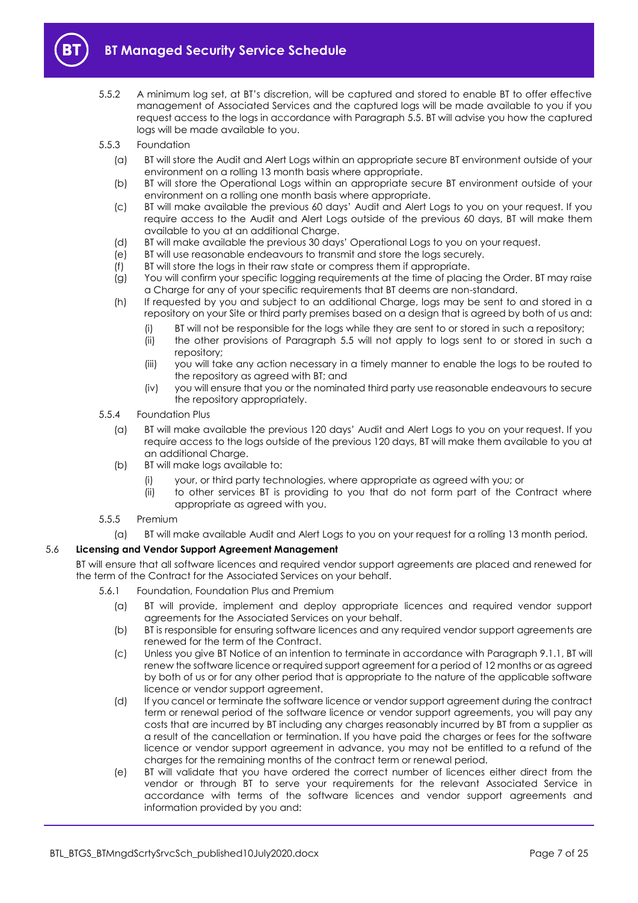5.5.2 A minimum log set, at BT's discretion, will be captured and stored to enable BT to offer effective management of Associated Services and the captured logs will be made available to you if you request access to the logs in accordance with Paragraph 5.5. BT will advise you how the captured logs will be made available to you.

5.5.3 Foundation

(a) BT will store the Audit and Alert Logs within an appropriate secure BT environment outside of your environment on a rolling 13 month basis where appropriate.

(b) BT will store the Operational Logs within an appropriate secure BT environment outside of your environment on a rolling one month basis where appropriate.

(c) BT will make available the previous 60 days' Audit and Alert Logs to you on your request. If you require access to the Audit and Alert Logs outside of the previous 60 days, BT will make them available to you at an additional Charge.

(d) BT will make available the previous 30 days' Operational Logs to you on your request.

(e) BT will use reasonable endeavours to transmit and store the logs securely.

(f) BT will store the logs in their raw state or compress them if appropriate.

(g) You will confirm your specific logging requirements at the time of placing the Order. BT may raise a Charge for any of your specific requirements that BT deems are non-standard.

(h) If requested by you and subject to an additional Charge, logs may be sent to and stored in a repository on your Site or third party premises based on a design that is agreed by both of us and:

(i) BT will not be responsible for the logs while they are sent to or stored in such a repository;

(ii) the other provisions of Paragraph 5.5 will not apply to logs sent to or stored in such a repository;

(iii) you will take any action necessary in a timely manner to enable the logs to be routed to the repository as agreed with BT; and

(iv) you will ensure that you or the nominated third party use reasonable endeavours to secure the repository appropriately.

5.5.4 Foundation Plus

(a) BT will make available the previous 120 days' Audit and Alert Logs to you on your request. If you require access to the logs outside of the previous 120 days, BT will make them available to you at an additional Charge.

(b) BT will make logs available to:

(i) your, or third party technologies, where appropriate as agreed with you; or

(ii) to other services BT is providing to you that do not form part of the Contract where appropriate as agreed with you.

5.5.5 Premium

(a) BT will make available Audit and Alert Logs to you on your request for a rolling 13 month period.

## 5.6 Licensing and Vendor Support Agreement Management

BT will ensure that all software licences and required vendor support agreements are placed and renewed for the term of the Contract for the Associated Services on your behalf.

5.6.1 Foundation, Foundation Plus and Premium

(a) BT will provide, implement and deploy appropriate licences and required vendor support agreements for the Associated Services on your behalf.

(b) BT is responsible for ensuring software licences and any required vendor support agreements are renewed for the term of the Contract.

(c) Unless you give BT Notice of an intention to terminate in accordance with Paragraph 9.1.1, BT will renew the software licence or required support agreement for a period of 12 months or as agreed by both of us or for any other period that is appropriate to the nature of the applicable software licence or vendor support agreement.

(d) If you cancel or terminate the software licence or vendor support agreement during the contract term or renewal period of the software licence or vendor support agreements, you will pay any costs that are incurred by BT including any charges reasonably incurred by BT from a supplier as a result of the cancellation or termination. If you have paid the charges or fees for the software licence or vendor support agreement in advance, you may not be entitled to a refund of the charges for the remaining months of the contract term or renewal period.

(e) BT will validate that you have ordered the correct number of licences either direct from the vendor or through BT to serve your requirements for the relevant Associated Service in accordance with terms of the software licences and vendor support agreements and information provided by you and: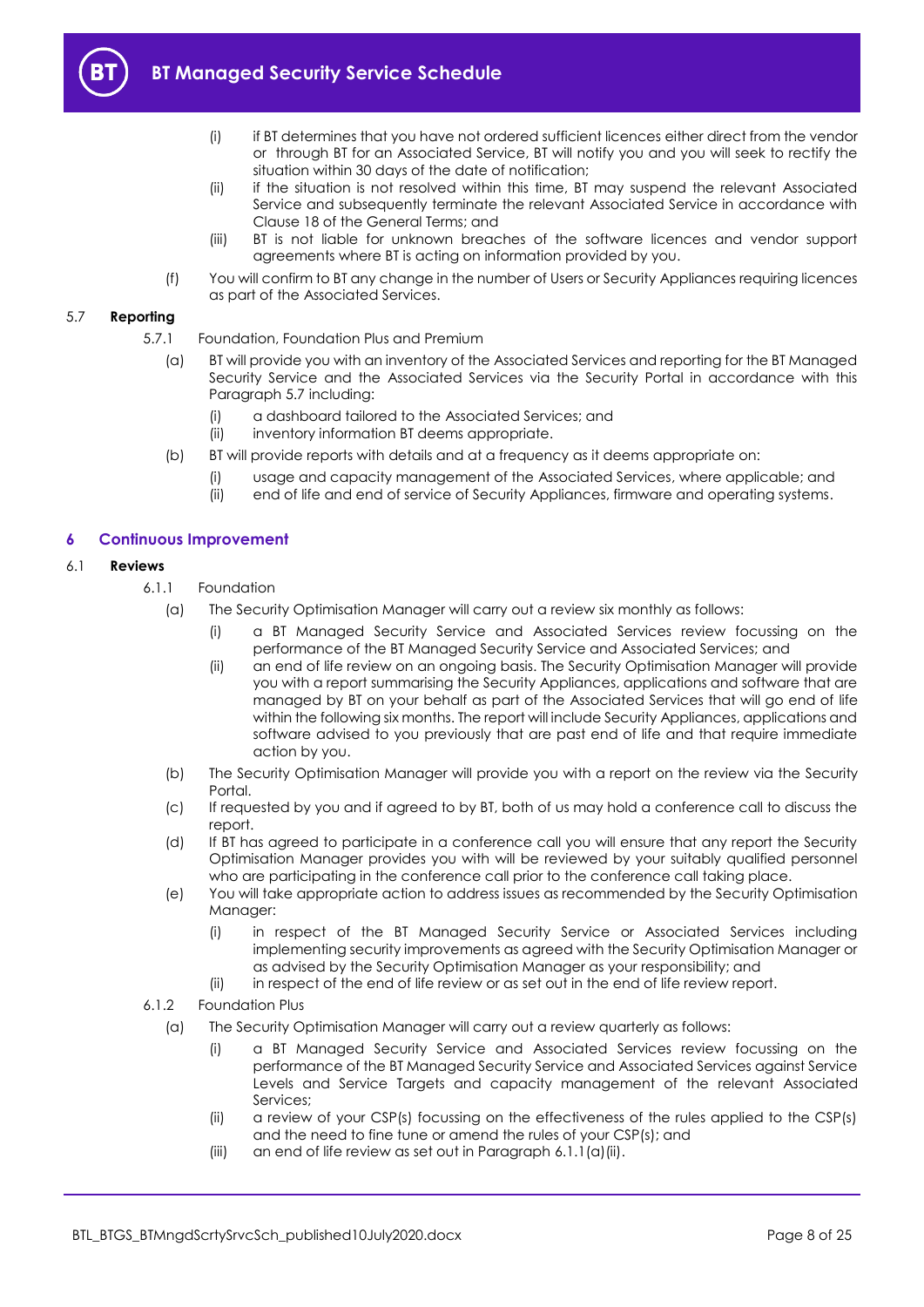(i) if BT determines that you have not ordered sufficient licences either direct from the vendor or through BT for an Associated Service, BT will notify you and you will seek to rectify the situation within 30 days of the date of notification;

(ii) if the situation is not resolved within this time, BT may suspend the relevant Associated Service and subsequently terminate the relevant Associated Service in accordance with Clause 18 of the General Terms; and

(iii) BT is not liable for unknown breaches of the software licences and vendor support agreements where BT is acting on information provided by you.

(f) You will confirm to BT any change in the number of Users or Security Appliances requiring licences as part of the Associated Services.

### 5.7 Reporting

5.7.1 Foundation, Foundation Plus and Premium

(a) BT will provide you with an inventory of the Associated Services and reporting for the BT Managed Security Service and the Associated Services via the Security Portal in accordance with this Paragraph 5.7 including:

(i) a dashboard tailored to the Associated Services; and

(ii) inventory information BT deems appropriate.

(b) BT will provide reports with details and at a frequency as it deems appropriate on:

(i) usage and capacity management of the Associated Services, where applicable; and

(ii) end of life and end of service of Security Appliances, firmware and operating systems.

## 6 Continuous Improvement

### 6.1 Reviews

6.1.1 Foundation

(a) The Security Optimisation Manager will carry out a review six monthly as follows:

(i) a BT Managed Security Service and Associated Services review focussing on the performance of the BT Managed Security Service and Associated Services; and

(ii) an end of life review on an ongoing basis. The Security Optimisation Manager will provide you with a report summarising the Security Appliances, applications and software that are managed by BT on your behalf as part of the Associated Services that will go end of life within the following six months. The report will include Security Appliances, applications and software advised to you previously that are past end of life and that require immediate action by you.

(b) The Security Optimisation Manager will provide you with a report on the review via the Security Portal.

(c) If requested by you and if agreed to by BT, both of us may hold a conference call to discuss the report.

(d) If BT has agreed to participate in a conference call you will ensure that any report the Security Optimisation Manager provides you with will be reviewed by your suitably qualified personnel who are participating in the conference call prior to the conference call taking place.

(e) You will take appropriate action to address issues as recommended by the Security Optimisation Manager:

(i) in respect of the BT Managed Security Service or Associated Services including implementing security improvements as agreed with the Security Optimisation Manager or as advised by the Security Optimisation Manager as your responsibility; and

(ii) in respect of the end of life review or as set out in the end of life review report.

6.1.2 Foundation Plus

(a) The Security Optimisation Manager will carry out a review quarterly as follows:

(i) a BT Managed Security Service and Associated Services review focussing on the performance of the BT Managed Security Service and Associated Services against Service Levels and Service Targets and capacity management of the relevant Associated Services;

(ii) a review of your CSP(s) focussing on the effectiveness of the rules applied to the CSP(s) and the need to fine tune or amend the rules of your CSP(s); and

(iii) an end of life review as set out in Paragraph 6.1.1(a)(ii).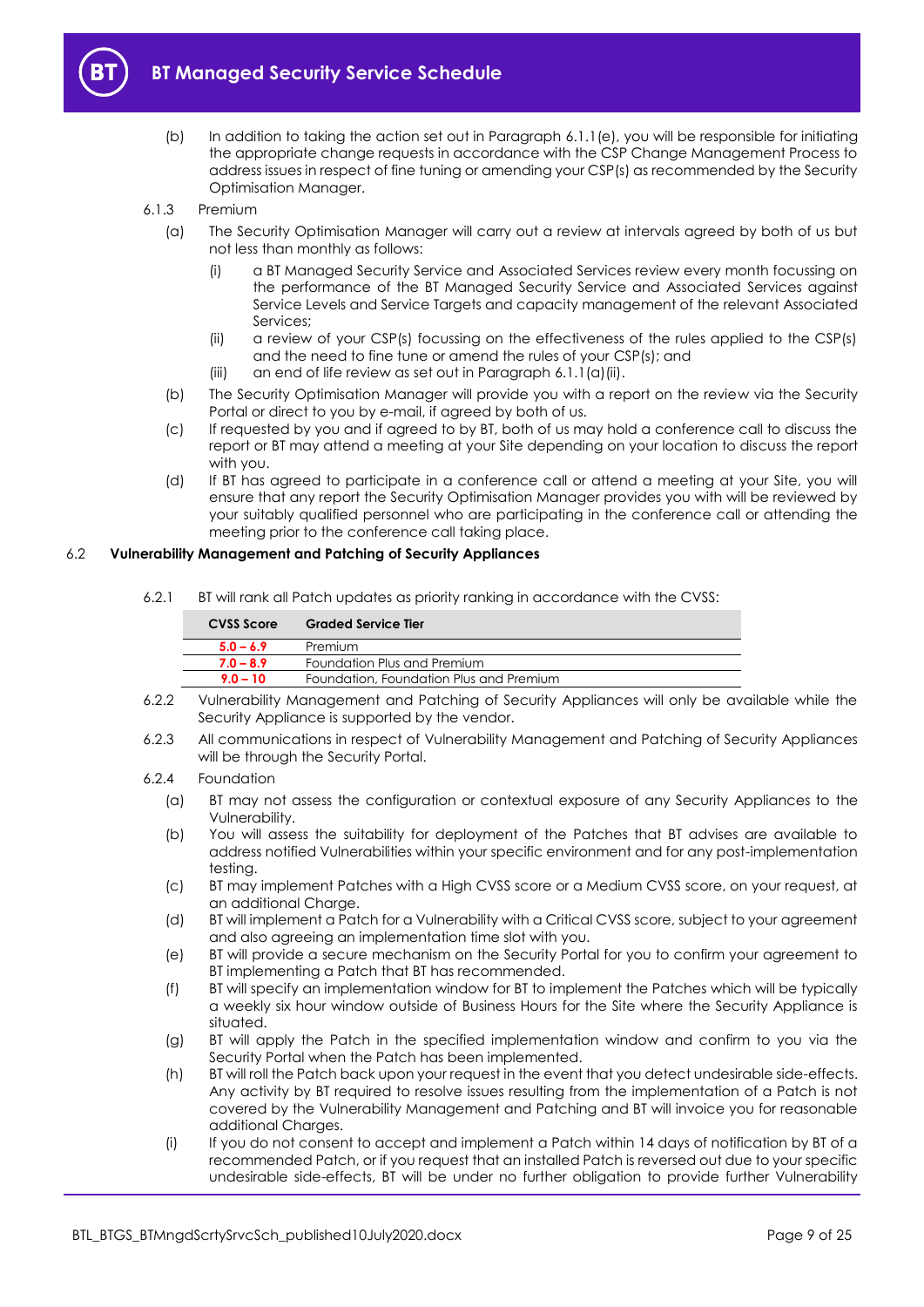(b) In addition to taking the action set out in Paragraph 6.1.1(e), you will be responsible for initiating the appropriate change requests in accordance with the CSP Change Management Process to address issues in respect of fine tuning or amending your CSP(s) as recommended by the Security Optimisation Manager.

6.1.3 Premium

(a) The Security Optimisation Manager will carry out a review at intervals agreed by both of us but not less than monthly as follows:

(i) a BT Managed Security Service and Associated Services review every month focussing on the performance of the BT Managed Security Service and Associated Services against Service Levels and Service Targets and capacity management of the relevant Associated Services;

(ii) a review of your CSP(s) focussing on the effectiveness of the rules applied to the CSP(s) and the need to fine tune or amend the rules of your CSP(s); and

(iii) an end of life review as set out in Paragraph 6.1.1(a)(ii).

(b) The Security Optimisation Manager will provide you with a report on the review via the Security Portal or direct to you by e-mail, if agreed by both of us.

(c) If requested by you and if agreed to by BT, both of us may hold a conference call to discuss the report or BT may attend a meeting at your Site depending on your location to discuss the report with you.

(d) If BT has agreed to participate in a conference call or attend a meeting at your Site, you will ensure that any report the Security Optimisation Manager provides you with will be reviewed by your suitably qualified personnel who are participating in the conference call or attending the meeting prior to the conference call taking place.

## 6.2 Vulnerability Management and Patching of Security Appliances

6.2.1 BT will rank all Patch updates as priority ranking in accordance with the CVSS:

| CVSS Score | Graded Service Tier |
|---|---|
| 5.0 – 6.9 | Premium |
| 7.0 – 8.9 | Foundation Plus and Premium |
| 9.0 – 10 | Foundation, Foundation Plus and Premium |

6.2.2 Vulnerability Management and Patching of Security Appliances will only be available while the Security Appliance is supported by the vendor.

6.2.3 All communications in respect of Vulnerability Management and Patching of Security Appliances will be through the Security Portal.

6.2.4 Foundation

(a) BT may not assess the configuration or contextual exposure of any Security Appliances to the Vulnerability.

(b) You will assess the suitability for deployment of the Patches that BT advises are available to address notified Vulnerabilities within your specific environment and for any post-implementation testing.

(c) BT may implement Patches with a High CVSS score or a Medium CVSS score, on your request, at an additional Charge.

(d) BT will implement a Patch for a Vulnerability with a Critical CVSS score, subject to your agreement and also agreeing an implementation time slot with you.

(e) BT will provide a secure mechanism on the Security Portal for you to confirm your agreement to BT implementing a Patch that BT has recommended.

(f) BT will specify an implementation window for BT to implement the Patches which will be typically a weekly six hour window outside of Business Hours for the Site where the Security Appliance is situated.

(g) BT will apply the Patch in the specified implementation window and confirm to you via the Security Portal when the Patch has been implemented.

(h) BT will roll the Patch back upon your request in the event that you detect undesirable side-effects. Any activity by BT required to resolve issues resulting from the implementation of a Patch is not covered by the Vulnerability Management and Patching and BT will invoice you for reasonable additional Charges.

(i) If you do not consent to accept and implement a Patch within 14 days of notification by BT of a recommended Patch, or if you request that an installed Patch is reversed out due to your specific undesirable side-effects, BT will be under no further obligation to provide further Vulnerability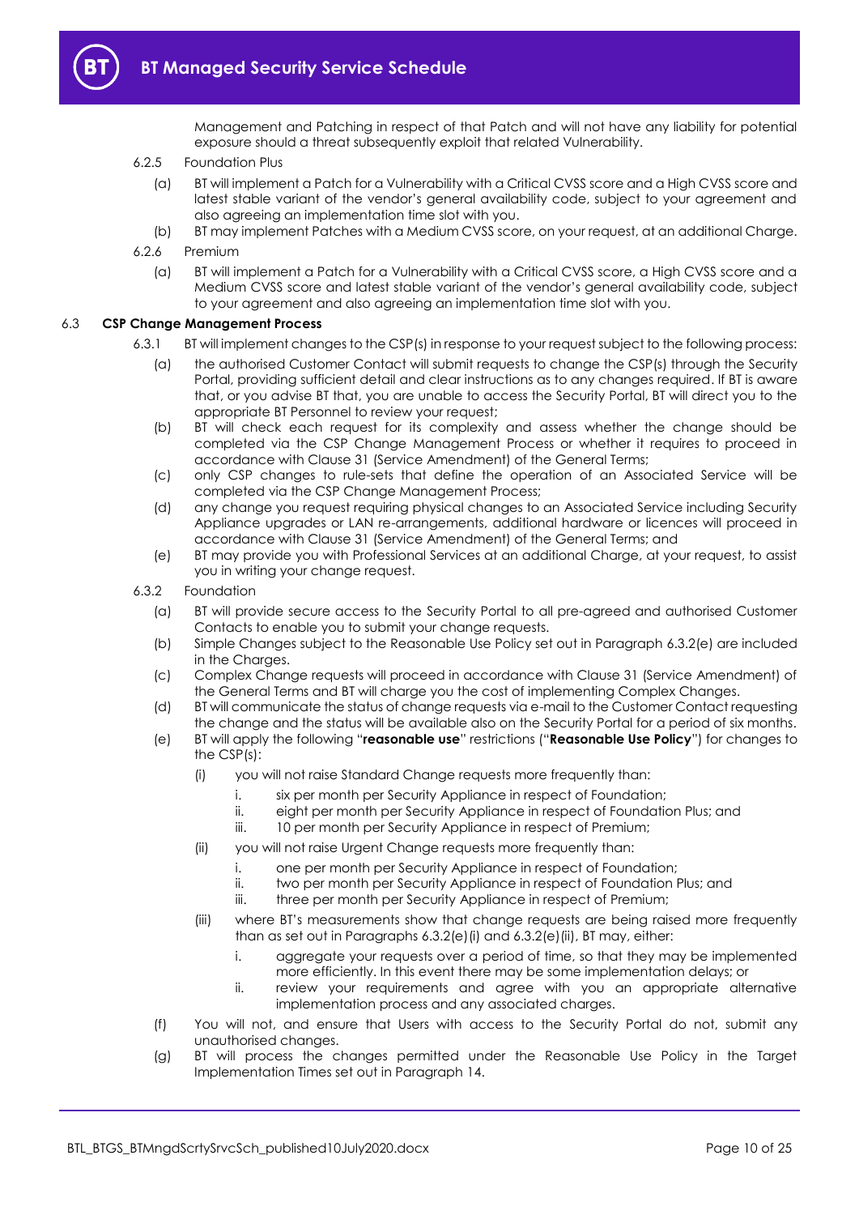Management and Patching in respect of that Patch and will not have any liability for potential exposure should a threat subsequently exploit that related Vulnerability.

6.2.5 Foundation Plus

(a) BT will implement a Patch for a Vulnerability with a Critical CVSS score and a High CVSS score and latest stable variant of the vendor's general availability code, subject to your agreement and also agreeing an implementation time slot with you.

(b) BT may implement Patches with a Medium CVSS score, on your request, at an additional Charge.

6.2.6 Premium

(a) BT will implement a Patch for a Vulnerability with a Critical CVSS score, a High CVSS score and a Medium CVSS score and latest stable variant of the vendor's general availability code, subject to your agreement and also agreeing an implementation time slot with you.

### 6.3 CSP Change Management Process

6.3.1 BT will implement changes to the CSP(s) in response to your request subject to the following process:

(a) the authorised Customer Contact will submit requests to change the CSP(s) through the Security Portal, providing sufficient detail and clear instructions as to any changes required. If BT is aware that, or you advise BT that, you are unable to access the Security Portal, BT will direct you to the appropriate BT Personnel to review your request;

(b) BT will check each request for its complexity and assess whether the change should be completed via the CSP Change Management Process or whether it requires to proceed in accordance with Clause 31 (Service Amendment) of the General Terms;

(c) only CSP changes to rule-sets that define the operation of an Associated Service will be completed via the CSP Change Management Process;

(d) any change you request requiring physical changes to an Associated Service including Security Appliance upgrades or LAN re-arrangements, additional hardware or licences will proceed in accordance with Clause 31 (Service Amendment) of the General Terms; and

(e) BT may provide you with Professional Services at an additional Charge, at your request, to assist you in writing your change request.

6.3.2 Foundation

(a) BT will provide secure access to the Security Portal to all pre-agreed and authorised Customer Contacts to enable you to submit your change requests.

(b) Simple Changes subject to the Reasonable Use Policy set out in Paragraph 6.3.2(e) are included in the Charges.

(c) Complex Change requests will proceed in accordance with Clause 31 (Service Amendment) of the General Terms and BT will charge you the cost of implementing Complex Changes.

(d) BT will communicate the status of change requests via e-mail to the Customer Contact requesting the change and the status will be available also on the Security Portal for a period of six months.

(e) BT will apply the following "**reasonable use**" restrictions ("**Reasonable Use Policy**") for changes to the CSP(s):

  (i) you will not raise Standard Change requests more frequently than:

    i. six per month per Security Appliance in respect of Foundation;
    ii. eight per month per Security Appliance in respect of Foundation Plus; and
    iii. 10 per month per Security Appliance in respect of Premium;

  (ii) you will not raise Urgent Change requests more frequently than:

    i. one per month per Security Appliance in respect of Foundation;
    ii. two per month per Security Appliance in respect of Foundation Plus; and
    iii. three per month per Security Appliance in respect of Premium;

  (iii) where BT's measurements show that change requests are being raised more frequently than as set out in Paragraphs 6.3.2(e)(i) and 6.3.2(e)(ii), BT may, either:

    i. aggregate your requests over a period of time, so that they may be implemented more efficiently. In this event there may be some implementation delays; or
    ii. review your requirements and agree with you an appropriate alternative implementation process and any associated charges.

(f) You will not, and ensure that Users with access to the Security Portal do not, submit any unauthorised changes.

(g) BT will process the changes permitted under the Reasonable Use Policy in the Target Implementation Times set out in Paragraph 14.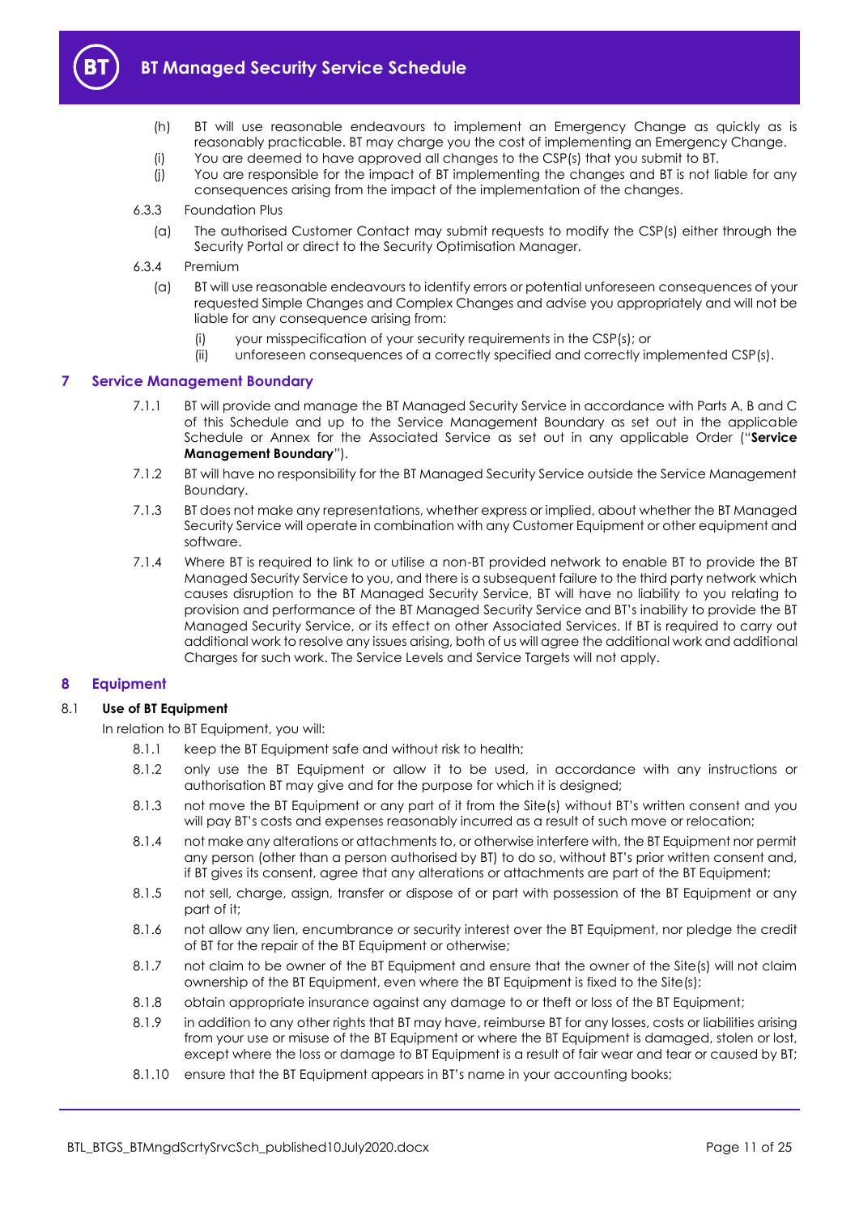(h) BT will use reasonable endeavours to implement an Emergency Change as quickly as is reasonably practicable. BT may charge you the cost of implementing an Emergency Change.

(i) You are deemed to have approved all changes to the CSP(s) that you submit to BT.

(j) You are responsible for the impact of BT implementing the changes and BT is not liable for any consequences arising from the impact of the implementation of the changes.

6.3.3 Foundation Plus

(a) The authorised Customer Contact may submit requests to modify the CSP(s) either through the Security Portal or direct to the Security Optimisation Manager.

6.3.4 Premium

(a) BT will use reasonable endeavours to identify errors or potential unforeseen consequences of your requested Simple Changes and Complex Changes and advise you appropriately and will not be liable for any consequence arising from:

(i) your misspecification of your security requirements in the CSP(s); or

(ii) unforeseen consequences of a correctly specified and correctly implemented CSP(s).

## 7 Service Management Boundary

7.1.1 BT will provide and manage the BT Managed Security Service in accordance with Parts A, B and C of this Schedule and up to the Service Management Boundary as set out in the applicable Schedule or Annex for the Associated Service as set out in any applicable Order ("**Service Management Boundary**").

7.1.2 BT will have no responsibility for the BT Managed Security Service outside the Service Management Boundary.

7.1.3 BT does not make any representations, whether express or implied, about whether the BT Managed Security Service will operate in combination with any Customer Equipment or other equipment and software.

7.1.4 Where BT is required to link to or utilise a non-BT provided network to enable BT to provide the BT Managed Security Service to you, and there is a subsequent failure to the third party network which causes disruption to the BT Managed Security Service, BT will have no liability to you relating to provision and performance of the BT Managed Security Service and BT's inability to provide the BT Managed Security Service, or its effect on other Associated Services. If BT is required to carry out additional work to resolve any issues arising, both of us will agree the additional work and additional Charges for such work. The Service Levels and Service Targets will not apply.

## 8 Equipment

### 8.1 Use of BT Equipment

In relation to BT Equipment, you will:

8.1.1 keep the BT Equipment safe and without risk to health;

8.1.2 only use the BT Equipment or allow it to be used, in accordance with any instructions or authorisation BT may give and for the purpose for which it is designed;

8.1.3 not move the BT Equipment or any part of it from the Site(s) without BT's written consent and you will pay BT's costs and expenses reasonably incurred as a result of such move or relocation;

8.1.4 not make any alterations or attachments to, or otherwise interfere with, the BT Equipment nor permit any person (other than a person authorised by BT) to do so, without BT's prior written consent and, if BT gives its consent, agree that any alterations or attachments are part of the BT Equipment;

8.1.5 not sell, charge, assign, transfer or dispose of or part with possession of the BT Equipment or any part of it;

8.1.6 not allow any lien, encumbrance or security interest over the BT Equipment, nor pledge the credit of BT for the repair of the BT Equipment or otherwise;

8.1.7 not claim to be owner of the BT Equipment and ensure that the owner of the Site(s) will not claim ownership of the BT Equipment, even where the BT Equipment is fixed to the Site(s);

8.1.8 obtain appropriate insurance against any damage to or theft or loss of the BT Equipment;

8.1.9 in addition to any other rights that BT may have, reimburse BT for any losses, costs or liabilities arising from your use or misuse of the BT Equipment or where the BT Equipment is damaged, stolen or lost, except where the loss or damage to BT Equipment is a result of fair wear and tear or caused by BT;

8.1.10 ensure that the BT Equipment appears in BT's name in your accounting books;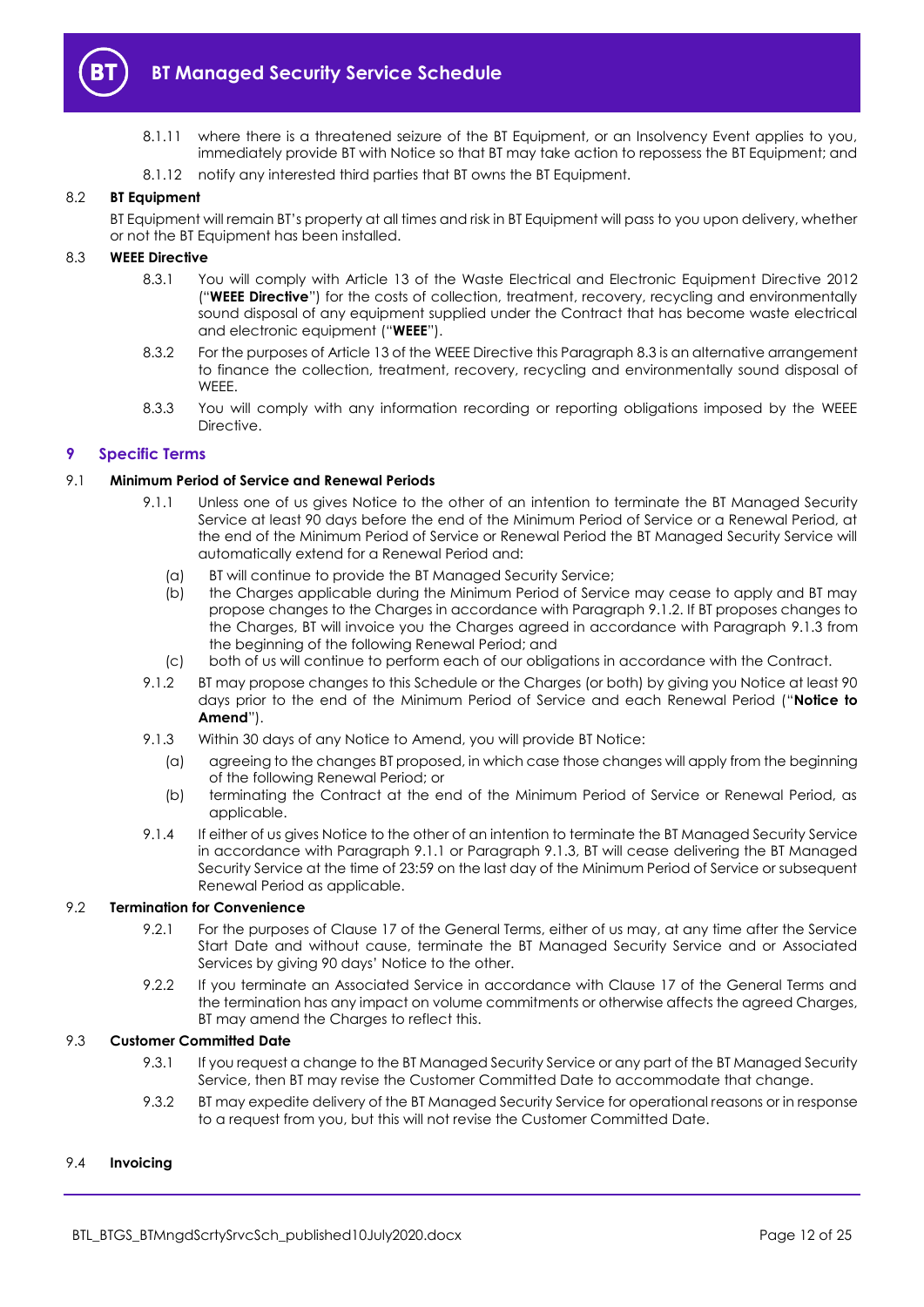8.1.11 where there is a threatened seizure of the BT Equipment, or an Insolvency Event applies to you, immediately provide BT with Notice so that BT may take action to repossess the BT Equipment; and

8.1.12 notify any interested third parties that BT owns the BT Equipment.

## 8.2 BT Equipment

BT Equipment will remain BT's property at all times and risk in BT Equipment will pass to you upon delivery, whether or not the BT Equipment has been installed.

## 8.3 WEEE Directive

8.3.1 You will comply with Article 13 of the Waste Electrical and Electronic Equipment Directive 2012 ("**WEEE Directive**") for the costs of collection, treatment, recovery, recycling and environmentally sound disposal of any equipment supplied under the Contract that has become waste electrical and electronic equipment ("**WEEE**").

8.3.2 For the purposes of Article 13 of the WEEE Directive this Paragraph 8.3 is an alternative arrangement to finance the collection, treatment, recovery, recycling and environmentally sound disposal of WEEE.

8.3.3 You will comply with any information recording or reporting obligations imposed by the WEEE Directive.

# 9 Specific Terms

## 9.1 Minimum Period of Service and Renewal Periods

9.1.1 Unless one of us gives Notice to the other of an intention to terminate the BT Managed Security Service at least 90 days before the end of the Minimum Period of Service or a Renewal Period, at the end of the Minimum Period of Service or Renewal Period the BT Managed Security Service will automatically extend for a Renewal Period and:

(a) BT will continue to provide the BT Managed Security Service;

(b) the Charges applicable during the Minimum Period of Service may cease to apply and BT may propose changes to the Charges in accordance with Paragraph 9.1.2. If BT proposes changes to the Charges, BT will invoice you the Charges agreed in accordance with Paragraph 9.1.3 from the beginning of the following Renewal Period; and

(c) both of us will continue to perform each of our obligations in accordance with the Contract.

9.1.2 BT may propose changes to this Schedule or the Charges (or both) by giving you Notice at least 90 days prior to the end of the Minimum Period of Service and each Renewal Period ("**Notice to Amend**").

9.1.3 Within 30 days of any Notice to Amend, you will provide BT Notice:

(a) agreeing to the changes BT proposed, in which case those changes will apply from the beginning of the following Renewal Period; or

(b) terminating the Contract at the end of the Minimum Period of Service or Renewal Period, as applicable.

9.1.4 If either of us gives Notice to the other of an intention to terminate the BT Managed Security Service in accordance with Paragraph 9.1.1 or Paragraph 9.1.3, BT will cease delivering the BT Managed Security Service at the time of 23:59 on the last day of the Minimum Period of Service or subsequent Renewal Period as applicable.

## 9.2 Termination for Convenience

9.2.1 For the purposes of Clause 17 of the General Terms, either of us may, at any time after the Service Start Date and without cause, terminate the BT Managed Security Service and or Associated Services by giving 90 days' Notice to the other.

9.2.2 If you terminate an Associated Service in accordance with Clause 17 of the General Terms and the termination has any impact on volume commitments or otherwise affects the agreed Charges, BT may amend the Charges to reflect this.

## 9.3 Customer Committed Date

9.3.1 If you request a change to the BT Managed Security Service or any part of the BT Managed Security Service, then BT may revise the Customer Committed Date to accommodate that change.

9.3.2 BT may expedite delivery of the BT Managed Security Service for operational reasons or in response to a request from you, but this will not revise the Customer Committed Date.

## 9.4 Invoicing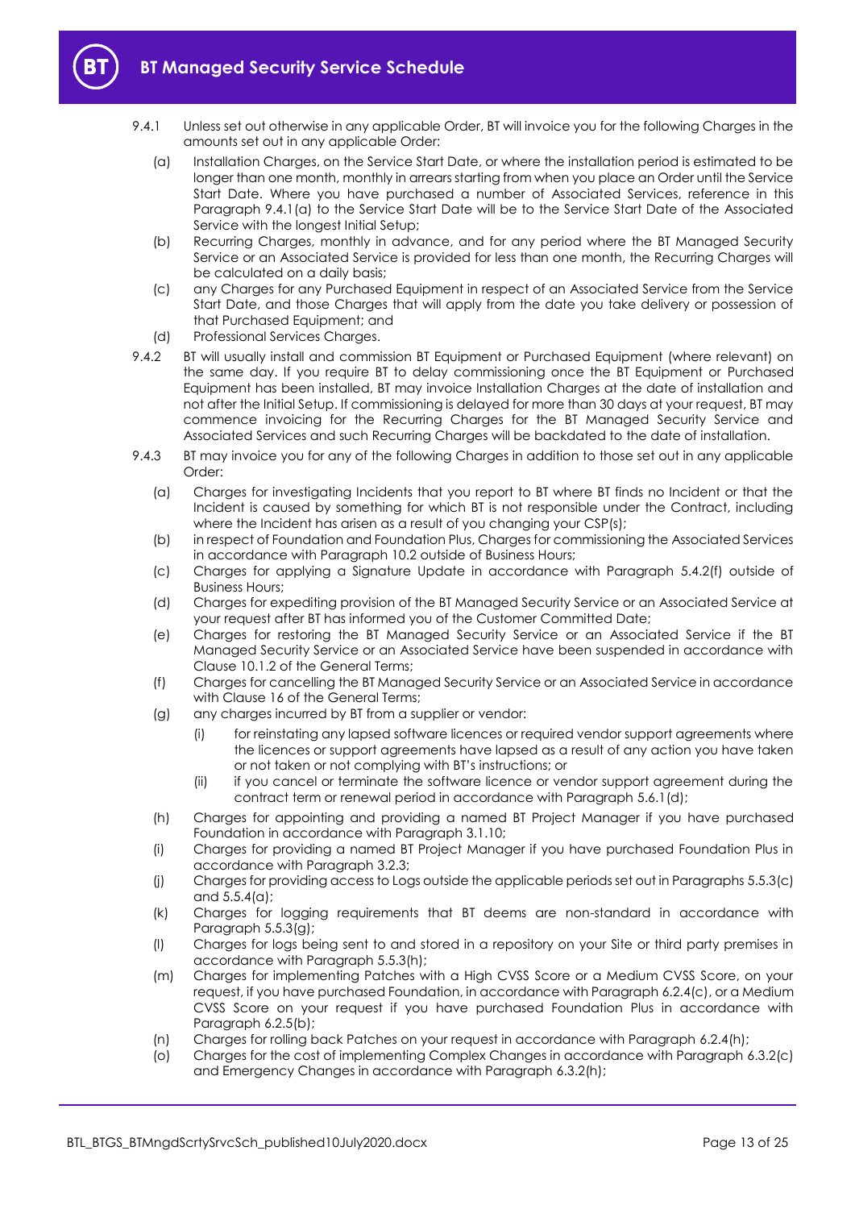9.4.1 Unless set out otherwise in any applicable Order, BT will invoice you for the following Charges in the amounts set out in any applicable Order:

(a) Installation Charges, on the Service Start Date, or where the installation period is estimated to be longer than one month, monthly in arrears starting from when you place an Order until the Service Start Date. Where you have purchased a number of Associated Services, reference in this Paragraph 9.4.1(a) to the Service Start Date will be to the Service Start Date of the Associated Service with the longest Initial Setup;

(b) Recurring Charges, monthly in advance, and for any period where the BT Managed Security Service or an Associated Service is provided for less than one month, the Recurring Charges will be calculated on a daily basis;

(c) any Charges for any Purchased Equipment in respect of an Associated Service from the Service Start Date, and those Charges that will apply from the date you take delivery or possession of that Purchased Equipment; and

(d) Professional Services Charges.

9.4.2 BT will usually install and commission BT Equipment or Purchased Equipment (where relevant) on the same day. If you require BT to delay commissioning once the BT Equipment or Purchased Equipment has been installed, BT may invoice Installation Charges at the date of installation and not after the Initial Setup. If commissioning is delayed for more than 30 days at your request, BT may commence invoicing for the Recurring Charges for the BT Managed Security Service and Associated Services and such Recurring Charges will be backdated to the date of installation.

9.4.3 BT may invoice you for any of the following Charges in addition to those set out in any applicable Order:

(a) Charges for investigating Incidents that you report to BT where BT finds no Incident or that the Incident is caused by something for which BT is not responsible under the Contract, including where the Incident has arisen as a result of you changing your CSP(s);

(b) in respect of Foundation and Foundation Plus, Charges for commissioning the Associated Services in accordance with Paragraph 10.2 outside of Business Hours;

(c) Charges for applying a Signature Update in accordance with Paragraph 5.4.2(f) outside of Business Hours;

(d) Charges for expediting provision of the BT Managed Security Service or an Associated Service at your request after BT has informed you of the Customer Committed Date;

(e) Charges for restoring the BT Managed Security Service or an Associated Service if the BT Managed Security Service or an Associated Service have been suspended in accordance with Clause 10.1.2 of the General Terms;

(f) Charges for cancelling the BT Managed Security Service or an Associated Service in accordance with Clause 16 of the General Terms;

(g) any charges incurred by BT from a supplier or vendor:

(i) for reinstating any lapsed software licences or required vendor support agreements where the licences or support agreements have lapsed as a result of any action you have taken or not taken or not complying with BT's instructions; or

(ii) if you cancel or terminate the software licence or vendor support agreement during the contract term or renewal period in accordance with Paragraph 5.6.1(d);

(h) Charges for appointing and providing a named BT Project Manager if you have purchased Foundation in accordance with Paragraph 3.1.10;

(i) Charges for providing a named BT Project Manager if you have purchased Foundation Plus in accordance with Paragraph 3.2.3;

(j) Charges for providing access to Logs outside the applicable periods set out in Paragraphs 5.5.3(c) and 5.5.4(a);

(k) Charges for logging requirements that BT deems are non-standard in accordance with Paragraph 5.5.3(g);

(l) Charges for logs being sent to and stored in a repository on your Site or third party premises in accordance with Paragraph 5.5.3(h);

(m) Charges for implementing Patches with a High CVSS Score or a Medium CVSS Score, on your request, if you have purchased Foundation, in accordance with Paragraph 6.2.4(c), or a Medium CVSS Score on your request if you have purchased Foundation Plus in accordance with Paragraph 6.2.5(b);

(n) Charges for rolling back Patches on your request in accordance with Paragraph 6.2.4(h);

(o) Charges for the cost of implementing Complex Changes in accordance with Paragraph 6.3.2(c) and Emergency Changes in accordance with Paragraph 6.3.2(h);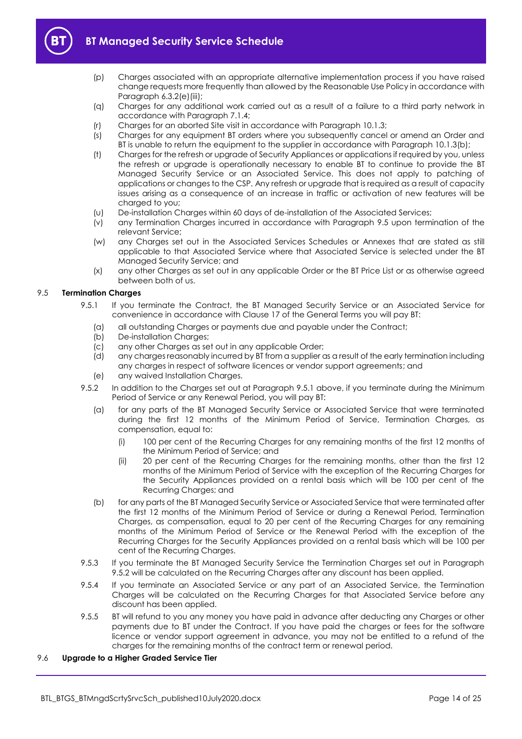(p) Charges associated with an appropriate alternative implementation process if you have raised change requests more frequently than allowed by the Reasonable Use Policy in accordance with Paragraph 6.3.2(e)(iii);

(q) Charges for any additional work carried out as a result of a failure to a third party network in accordance with Paragraph 7.1.4;

(r) Charges for an aborted Site visit in accordance with Paragraph 10.1.3;

(s) Charges for any equipment BT orders where you subsequently cancel or amend an Order and BT is unable to return the equipment to the supplier in accordance with Paragraph 10.1.3(b);

(t) Charges for the refresh or upgrade of Security Appliances or applications if required by you, unless the refresh or upgrade is operationally necessary to enable BT to continue to provide the BT Managed Security Service or an Associated Service. This does not apply to patching of applications or changes to the CSP. Any refresh or upgrade that is required as a result of capacity issues arising as a consequence of an increase in traffic or activation of new features will be charged to you;

(u) De-installation Charges within 60 days of de-installation of the Associated Services;

(v) any Termination Charges incurred in accordance with Paragraph 9.5 upon termination of the relevant Service;

(w) any Charges set out in the Associated Services Schedules or Annexes that are stated as still applicable to that Associated Service where that Associated Service is selected under the BT Managed Security Service; and

(x) any other Charges as set out in any applicable Order or the BT Price List or as otherwise agreed between both of us.

### 9.5 Termination Charges

9.5.1 If you terminate the Contract, the BT Managed Security Service or an Associated Service for convenience in accordance with Clause 17 of the General Terms you will pay BT:

(a) all outstanding Charges or payments due and payable under the Contract;

(b) De-installation Charges;

(c) any other Charges as set out in any applicable Order;

(d) any charges reasonably incurred by BT from a supplier as a result of the early termination including any charges in respect of software licences or vendor support agreements; and

(e) any waived Installation Charges.

9.5.2 In addition to the Charges set out at Paragraph 9.5.1 above, if you terminate during the Minimum Period of Service or any Renewal Period, you will pay BT:

(a) for any parts of the BT Managed Security Service or Associated Service that were terminated during the first 12 months of the Minimum Period of Service, Termination Charges, as compensation, equal to:

(i) 100 per cent of the Recurring Charges for any remaining months of the first 12 months of the Minimum Period of Service; and

(ii) 20 per cent of the Recurring Charges for the remaining months, other than the first 12 months of the Minimum Period of Service with the exception of the Recurring Charges for the Security Appliances provided on a rental basis which will be 100 per cent of the Recurring Charges; and

(b) for any parts of the BT Managed Security Service or Associated Service that were terminated after the first 12 months of the Minimum Period of Service or during a Renewal Period, Termination Charges, as compensation, equal to 20 per cent of the Recurring Charges for any remaining months of the Minimum Period of Service or the Renewal Period with the exception of the Recurring Charges for the Security Appliances provided on a rental basis which will be 100 per cent of the Recurring Charges.

9.5.3 If you terminate the BT Managed Security Service the Termination Charges set out in Paragraph 9.5.2 will be calculated on the Recurring Charges after any discount has been applied.

9.5.4 If you terminate an Associated Service or any part of an Associated Service, the Termination Charges will be calculated on the Recurring Charges for that Associated Service before any discount has been applied.

9.5.5 BT will refund to you any money you have paid in advance after deducting any Charges or other payments due to BT under the Contract. If you have paid the charges or fees for the software licence or vendor support agreement in advance, you may not be entitled to a refund of the charges for the remaining months of the contract term or renewal period.

### 9.6 Upgrade to a Higher Graded Service Tier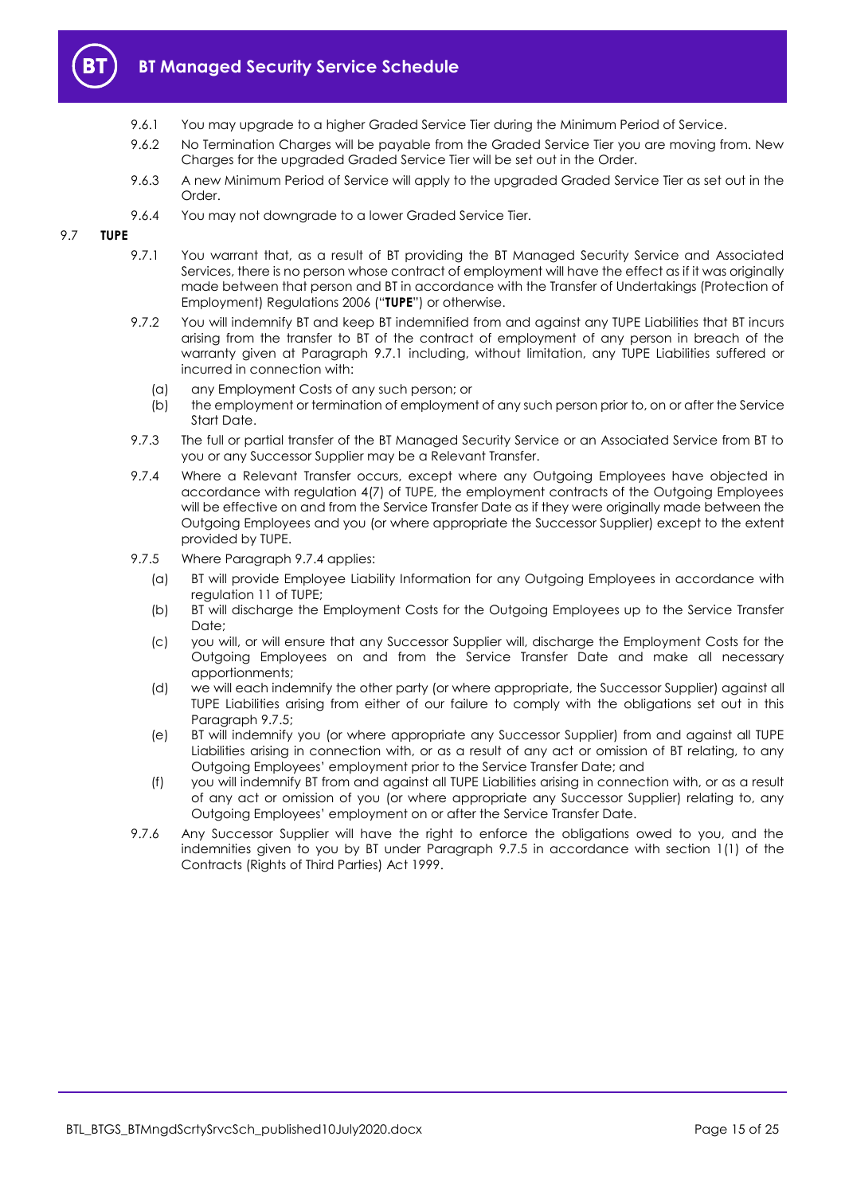9.6.1 You may upgrade to a higher Graded Service Tier during the Minimum Period of Service.

9.6.2 No Termination Charges will be payable from the Graded Service Tier you are moving from. New Charges for the upgraded Graded Service Tier will be set out in the Order.

9.6.3 A new Minimum Period of Service will apply to the upgraded Graded Service Tier as set out in the Order.

9.6.4 You may not downgrade to a lower Graded Service Tier.

9.7 **TUPE**

9.7.1 You warrant that, as a result of BT providing the BT Managed Security Service and Associated Services, there is no person whose contract of employment will have the effect as if it was originally made between that person and BT in accordance with the Transfer of Undertakings (Protection of Employment) Regulations 2006 ("**TUPE**") or otherwise.

9.7.2 You will indemnify BT and keep BT indemnified from and against any TUPE Liabilities that BT incurs arising from the transfer to BT of the contract of employment of any person in breach of the warranty given at Paragraph 9.7.1 including, without limitation, any TUPE Liabilities suffered or incurred in connection with:

(a) any Employment Costs of any such person; or

(b) the employment or termination of employment of any such person prior to, on or after the Service Start Date.

9.7.3 The full or partial transfer of the BT Managed Security Service or an Associated Service from BT to you or any Successor Supplier may be a Relevant Transfer.

9.7.4 Where a Relevant Transfer occurs, except where any Outgoing Employees have objected in accordance with regulation 4(7) of TUPE, the employment contracts of the Outgoing Employees will be effective on and from the Service Transfer Date as if they were originally made between the Outgoing Employees and you (or where appropriate the Successor Supplier) except to the extent provided by TUPE.

9.7.5 Where Paragraph 9.7.4 applies:

(a) BT will provide Employee Liability Information for any Outgoing Employees in accordance with regulation 11 of TUPE;

(b) BT will discharge the Employment Costs for the Outgoing Employees up to the Service Transfer Date;

(c) you will, or will ensure that any Successor Supplier will, discharge the Employment Costs for the Outgoing Employees on and from the Service Transfer Date and make all necessary apportionments;

(d) we will each indemnify the other party (or where appropriate, the Successor Supplier) against all TUPE Liabilities arising from either of our failure to comply with the obligations set out in this Paragraph 9.7.5;

(e) BT will indemnify you (or where appropriate any Successor Supplier) from and against all TUPE Liabilities arising in connection with, or as a result of any act or omission of BT relating, to any Outgoing Employees' employment prior to the Service Transfer Date; and

(f) you will indemnify BT from and against all TUPE Liabilities arising in connection with, or as a result of any act or omission of you (or where appropriate any Successor Supplier) relating to, any Outgoing Employees' employment on or after the Service Transfer Date.

9.7.6 Any Successor Supplier will have the right to enforce the obligations owed to you, and the indemnities given to you by BT under Paragraph 9.7.5 in accordance with section 1(1) of the Contracts (Rights of Third Parties) Act 1999.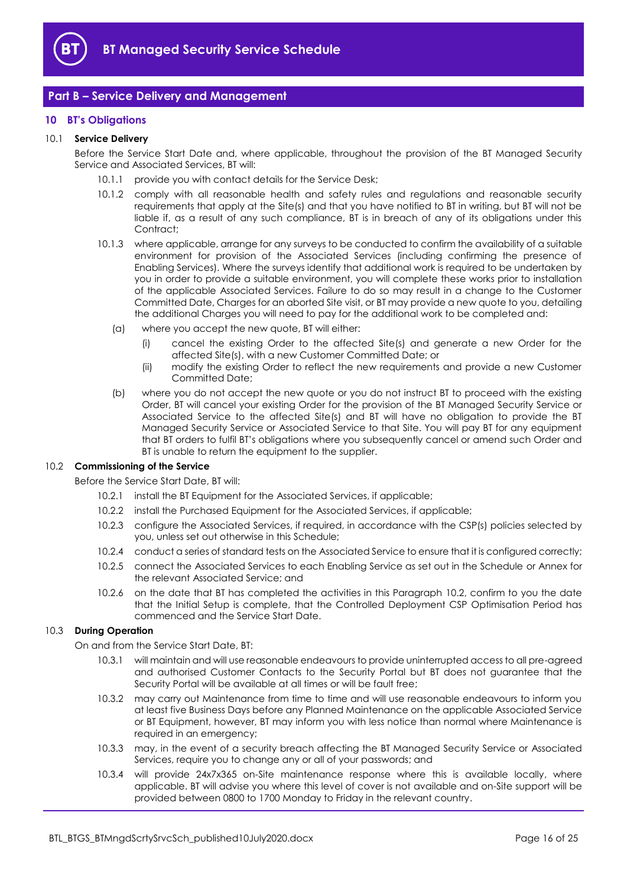## Part B – Service Delivery and Management

### 10 BT's Obligations

10.1 **Service Delivery**

Before the Service Start Date and, where applicable, throughout the provision of the BT Managed Security Service and Associated Services, BT will:

10.1.1 provide you with contact details for the Service Desk;

10.1.2 comply with all reasonable health and safety rules and regulations and reasonable security requirements that apply at the Site(s) and that you have notified to BT in writing, but BT will not be liable if, as a result of any such compliance, BT is in breach of any of its obligations under this Contract;

10.1.3 where applicable, arrange for any surveys to be conducted to confirm the availability of a suitable environment for provision of the Associated Services (including confirming the presence of Enabling Services). Where the surveys identify that additional work is required to be undertaken by you in order to provide a suitable environment, you will complete these works prior to installation of the applicable Associated Services. Failure to do so may result in a change to the Customer Committed Date, Charges for an aborted Site visit, or BT may provide a new quote to you, detailing the additional Charges you will need to pay for the additional work to be completed and:

(a) where you accept the new quote, BT will either:

(i) cancel the existing Order to the affected Site(s) and generate a new Order for the affected Site(s), with a new Customer Committed Date; or

(ii) modify the existing Order to reflect the new requirements and provide a new Customer Committed Date;

(b) where you do not accept the new quote or you do not instruct BT to proceed with the existing Order, BT will cancel your existing Order for the provision of the BT Managed Security Service or Associated Service to the affected Site(s) and BT will have no obligation to provide the BT Managed Security Service or Associated Service to that Site. You will pay BT for any equipment that BT orders to fulfil BT's obligations where you subsequently cancel or amend such Order and BT is unable to return the equipment to the supplier.

10.2 **Commissioning of the Service**

Before the Service Start Date, BT will:

10.2.1 install the BT Equipment for the Associated Services, if applicable;

10.2.2 install the Purchased Equipment for the Associated Services, if applicable;

10.2.3 configure the Associated Services, if required, in accordance with the CSP(s) policies selected by you, unless set out otherwise in this Schedule;

10.2.4 conduct a series of standard tests on the Associated Service to ensure that it is configured correctly;

10.2.5 connect the Associated Services to each Enabling Service as set out in the Schedule or Annex for the relevant Associated Service; and

10.2.6 on the date that BT has completed the activities in this Paragraph 10.2, confirm to you the date that the Initial Setup is complete, that the Controlled Deployment CSP Optimisation Period has commenced and the Service Start Date.

10.3 **During Operation**

On and from the Service Start Date, BT:

10.3.1 will maintain and will use reasonable endeavours to provide uninterrupted access to all pre-agreed and authorised Customer Contacts to the Security Portal but BT does not guarantee that the Security Portal will be available at all times or will be fault free;

10.3.2 may carry out Maintenance from time to time and will use reasonable endeavours to inform you at least five Business Days before any Planned Maintenance on the applicable Associated Service or BT Equipment, however, BT may inform you with less notice than normal where Maintenance is required in an emergency;

10.3.3 may, in the event of a security breach affecting the BT Managed Security Service or Associated Services, require you to change any or all of your passwords; and

10.3.4 will provide 24x7x365 on-Site maintenance response where this is available locally, where applicable. BT will advise you where this level of cover is not available and on-Site support will be provided between 0800 to 1700 Monday to Friday in the relevant country.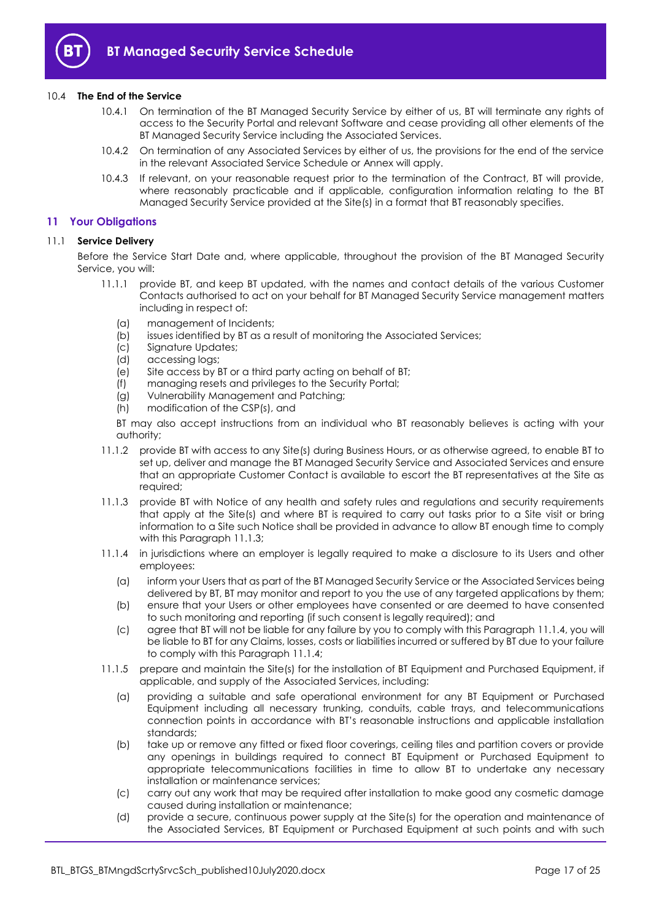10.4 **The End of the Service**

10.4.1 On termination of the BT Managed Security Service by either of us, BT will terminate any rights of access to the Security Portal and relevant Software and cease providing all other elements of the BT Managed Security Service including the Associated Services.

10.4.2 On termination of any Associated Services by either of us, the provisions for the end of the service in the relevant Associated Service Schedule or Annex will apply.

10.4.3 If relevant, on your reasonable request prior to the termination of the Contract, BT will provide, where reasonably practicable and if applicable, configuration information relating to the BT Managed Security Service provided at the Site(s) in a format that BT reasonably specifies.

## 11 Your Obligations

11.1 **Service Delivery**

Before the Service Start Date and, where applicable, throughout the provision of the BT Managed Security Service, you will:

11.1.1 provide BT, and keep BT updated, with the names and contact details of the various Customer Contacts authorised to act on your behalf for BT Managed Security Service management matters including in respect of:

(a) management of Incidents;
(b) issues identified by BT as a result of monitoring the Associated Services;
(c) Signature Updates;
(d) accessing logs;
(e) Site access by BT or a third party acting on behalf of BT;
(f) managing resets and privileges to the Security Portal;
(g) Vulnerability Management and Patching;
(h) modification of the CSP(s), and

BT may also accept instructions from an individual who BT reasonably believes is acting with your authority;

11.1.2 provide BT with access to any Site(s) during Business Hours, or as otherwise agreed, to enable BT to set up, deliver and manage the BT Managed Security Service and Associated Services and ensure that an appropriate Customer Contact is available to escort the BT representatives at the Site as required;

11.1.3 provide BT with Notice of any health and safety rules and regulations and security requirements that apply at the Site(s) and where BT is required to carry out tasks prior to a Site visit or bring information to a Site such Notice shall be provided in advance to allow BT enough time to comply with this Paragraph 11.1.3;

11.1.4 in jurisdictions where an employer is legally required to make a disclosure to its Users and other employees:

(a) inform your Users that as part of the BT Managed Security Service or the Associated Services being delivered by BT, BT may monitor and report to you the use of any targeted applications by them;
(b) ensure that your Users or other employees have consented or are deemed to have consented to such monitoring and reporting (if such consent is legally required); and
(c) agree that BT will not be liable for any failure by you to comply with this Paragraph 11.1.4, you will be liable to BT for any Claims, losses, costs or liabilities incurred or suffered by BT due to your failure to comply with this Paragraph 11.1.4;

11.1.5 prepare and maintain the Site(s) for the installation of BT Equipment and Purchased Equipment, if applicable, and supply of the Associated Services, including:

(a) providing a suitable and safe operational environment for any BT Equipment or Purchased Equipment including all necessary trunking, conduits, cable trays, and telecommunications connection points in accordance with BT's reasonable instructions and applicable installation standards;
(b) take up or remove any fitted or fixed floor coverings, ceiling tiles and partition covers or provide any openings in buildings required to connect BT Equipment or Purchased Equipment to appropriate telecommunications facilities in time to allow BT to undertake any necessary installation or maintenance services;
(c) carry out any work that may be required after installation to make good any cosmetic damage caused during installation or maintenance;
(d) provide a secure, continuous power supply at the Site(s) for the operation and maintenance of the Associated Services, BT Equipment or Purchased Equipment at such points and with such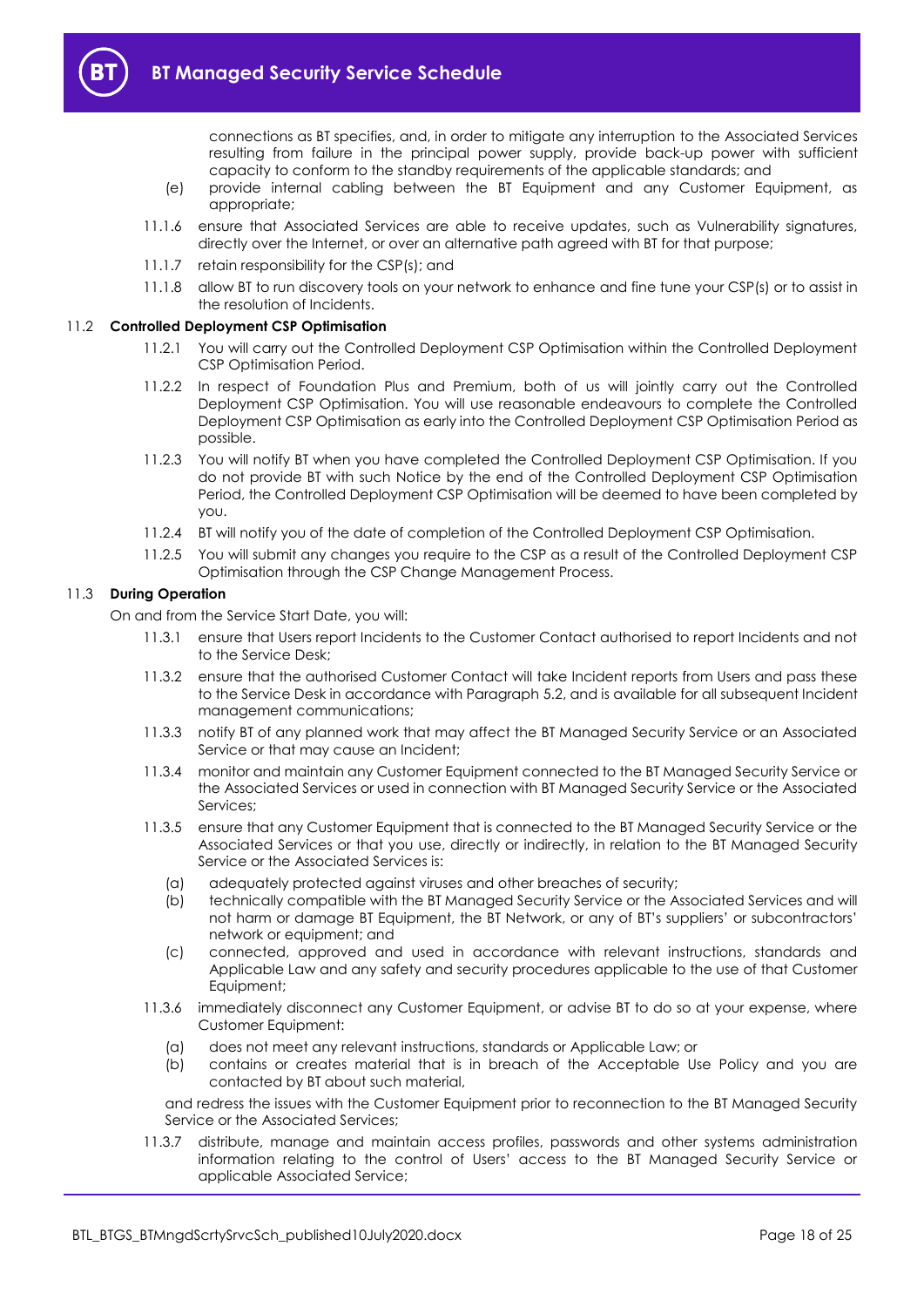connections as BT specifies, and, in order to mitigate any interruption to the Associated Services resulting from failure in the principal power supply, provide back-up power with sufficient capacity to conform to the standby requirements of the applicable standards; and

(e) provide internal cabling between the BT Equipment and any Customer Equipment, as appropriate;

11.1.6 ensure that Associated Services are able to receive updates, such as Vulnerability signatures, directly over the Internet, or over an alternative path agreed with BT for that purpose;

11.1.7 retain responsibility for the CSP(s); and

11.1.8 allow BT to run discovery tools on your network to enhance and fine tune your CSP(s) or to assist in the resolution of Incidents.

### 11.2 Controlled Deployment CSP Optimisation

11.2.1 You will carry out the Controlled Deployment CSP Optimisation within the Controlled Deployment CSP Optimisation Period.

11.2.2 In respect of Foundation Plus and Premium, both of us will jointly carry out the Controlled Deployment CSP Optimisation. You will use reasonable endeavours to complete the Controlled Deployment CSP Optimisation as early into the Controlled Deployment CSP Optimisation Period as possible.

11.2.3 You will notify BT when you have completed the Controlled Deployment CSP Optimisation. If you do not provide BT with such Notice by the end of the Controlled Deployment CSP Optimisation Period, the Controlled Deployment CSP Optimisation will be deemed to have been completed by you.

11.2.4 BT will notify you of the date of completion of the Controlled Deployment CSP Optimisation.

11.2.5 You will submit any changes you require to the CSP as a result of the Controlled Deployment CSP Optimisation through the CSP Change Management Process.

### 11.3 During Operation

On and from the Service Start Date, you will:

11.3.1 ensure that Users report Incidents to the Customer Contact authorised to report Incidents and not to the Service Desk;

11.3.2 ensure that the authorised Customer Contact will take Incident reports from Users and pass these to the Service Desk in accordance with Paragraph 5.2, and is available for all subsequent Incident management communications;

11.3.3 notify BT of any planned work that may affect the BT Managed Security Service or an Associated Service or that may cause an Incident;

11.3.4 monitor and maintain any Customer Equipment connected to the BT Managed Security Service or the Associated Services or used in connection with BT Managed Security Service or the Associated Services;

11.3.5 ensure that any Customer Equipment that is connected to the BT Managed Security Service or the Associated Services or that you use, directly or indirectly, in relation to the BT Managed Security Service or the Associated Services is:

(a) adequately protected against viruses and other breaches of security;

(b) technically compatible with the BT Managed Security Service or the Associated Services and will not harm or damage BT Equipment, the BT Network, or any of BT's suppliers' or subcontractors' network or equipment; and

(c) connected, approved and used in accordance with relevant instructions, standards and Applicable Law and any safety and security procedures applicable to the use of that Customer Equipment;

11.3.6 immediately disconnect any Customer Equipment, or advise BT to do so at your expense, where Customer Equipment:

(a) does not meet any relevant instructions, standards or Applicable Law; or

(b) contains or creates material that is in breach of the Acceptable Use Policy and you are contacted by BT about such material,

and redress the issues with the Customer Equipment prior to reconnection to the BT Managed Security Service or the Associated Services;

11.3.7 distribute, manage and maintain access profiles, passwords and other systems administration information relating to the control of Users' access to the BT Managed Security Service or applicable Associated Service;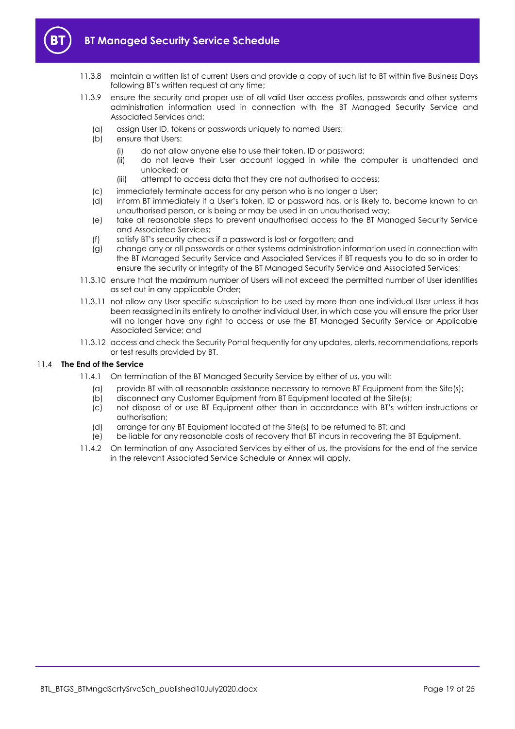11.3.8 maintain a written list of current Users and provide a copy of such list to BT within five Business Days following BT's written request at any time;

11.3.9 ensure the security and proper use of all valid User access profiles, passwords and other systems administration information used in connection with the BT Managed Security Service and Associated Services and:

- (a) assign User ID, tokens or passwords uniquely to named Users;
- (b) ensure that Users:
  - (i) do not allow anyone else to use their token, ID or password;
  - (ii) do not leave their User account logged in while the computer is unattended and unlocked; or
  - (iii) attempt to access data that they are not authorised to access;
- (c) immediately terminate access for any person who is no longer a User;
- (d) inform BT immediately if a User's token, ID or password has, or is likely to, become known to an unauthorised person, or is being or may be used in an unauthorised way;
- (e) take all reasonable steps to prevent unauthorised access to the BT Managed Security Service and Associated Services;
- (f) satisfy BT's security checks if a password is lost or forgotten; and
- (g) change any or all passwords or other systems administration information used in connection with the BT Managed Security Service and Associated Services if BT requests you to do so in order to ensure the security or integrity of the BT Managed Security Service and Associated Services;

11.3.10 ensure that the maximum number of Users will not exceed the permitted number of User identities as set out in any applicable Order;

11.3.11 not allow any User specific subscription to be used by more than one individual User unless it has been reassigned in its entirety to another individual User, in which case you will ensure the prior User will no longer have any right to access or use the BT Managed Security Service or Applicable Associated Service; and

11.3.12 access and check the Security Portal frequently for any updates, alerts, recommendations, reports or test results provided by BT.

## 11.4 **The End of the Service**

11.4.1 On termination of the BT Managed Security Service by either of us, you will:

- (a) provide BT with all reasonable assistance necessary to remove BT Equipment from the Site(s);
- (b) disconnect any Customer Equipment from BT Equipment located at the Site(s);
- (c) not dispose of or use BT Equipment other than in accordance with BT's written instructions or authorisation;
- (d) arrange for any BT Equipment located at the Site(s) to be returned to BT; and
- (e) be liable for any reasonable costs of recovery that BT incurs in recovering the BT Equipment.

11.4.2 On termination of any Associated Services by either of us, the provisions for the end of the service in the relevant Associated Service Schedule or Annex will apply.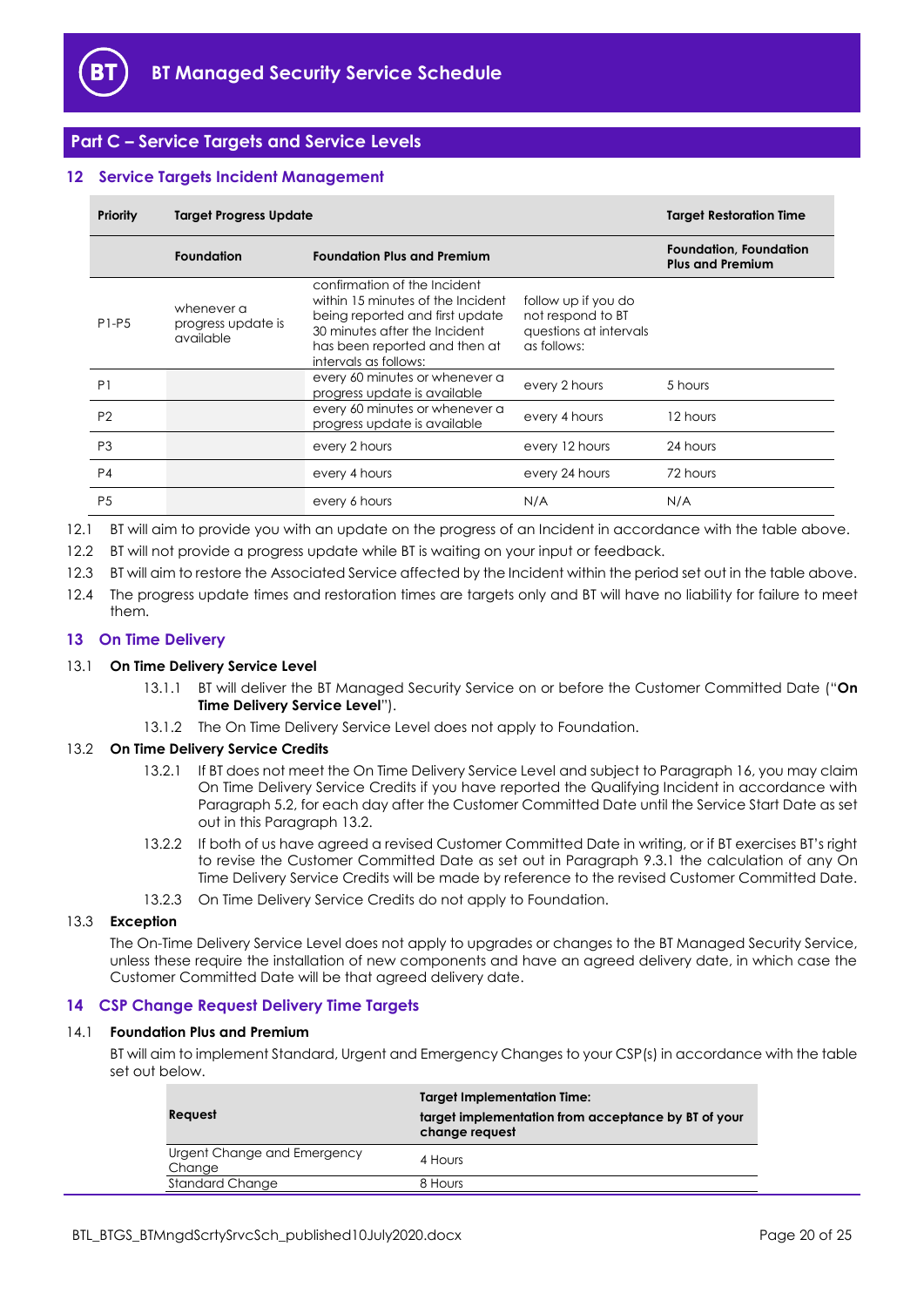## Part C – Service Targets and Service Levels

### 12 Service Targets Incident Management

| Priority | Target Progress Update | | | Target Restoration Time |
|---|---|---|---|---|
| | Foundation | Foundation Plus and Premium | | Foundation, Foundation Plus and Premium |
| P1-P5 | whenever a progress update is available | confirmation of the Incident within 15 minutes of the Incident being reported and first update 30 minutes after the Incident has been reported and then at intervals as follows: | follow up if you do not respond to BT questions at intervals as follows: | |
| P1 | | every 60 minutes or whenever a progress update is available | every 2 hours | 5 hours |
| P2 | | every 60 minutes or whenever a progress update is available | every 4 hours | 12 hours |
| P3 | | every 2 hours | every 12 hours | 24 hours |
| P4 | | every 4 hours | every 24 hours | 72 hours |
| P5 | | every 6 hours | N/A | N/A |

12.1 BT will aim to provide you with an update on the progress of an Incident in accordance with the table above.

12.2 BT will not provide a progress update while BT is waiting on your input or feedback.

12.3 BT will aim to restore the Associated Service affected by the Incident within the period set out in the table above.

12.4 The progress update times and restoration times are targets only and BT will have no liability for failure to meet them.

### 13 On Time Delivery

13.1 **On Time Delivery Service Level**

13.1.1 BT will deliver the BT Managed Security Service on or before the Customer Committed Date ("**On Time Delivery Service Level**").

13.1.2 The On Time Delivery Service Level does not apply to Foundation.

13.2 **On Time Delivery Service Credits**

13.2.1 If BT does not meet the On Time Delivery Service Level and subject to Paragraph 16, you may claim On Time Delivery Service Credits if you have reported the Qualifying Incident in accordance with Paragraph 5.2, for each day after the Customer Committed Date until the Service Start Date as set out in this Paragraph 13.2.

13.2.2 If both of us have agreed a revised Customer Committed Date in writing, or if BT exercises BT's right to revise the Customer Committed Date as set out in Paragraph 9.3.1 the calculation of any On Time Delivery Service Credits will be made by reference to the revised Customer Committed Date.

13.2.3 On Time Delivery Service Credits do not apply to Foundation.

13.3 **Exception**

The On-Time Delivery Service Level does not apply to upgrades or changes to the BT Managed Security Service, unless these require the installation of new components and have an agreed delivery date, in which case the Customer Committed Date will be that agreed delivery date.

### 14 CSP Change Request Delivery Time Targets

14.1 **Foundation Plus and Premium**

BT will aim to implement Standard, Urgent and Emergency Changes to your CSP(s) in accordance with the table set out below.

| Request | Target Implementation Time: target implementation from acceptance by BT of your change request |
|---|---|
| Urgent Change and Emergency Change | 4 Hours |
| Standard Change | 8 Hours |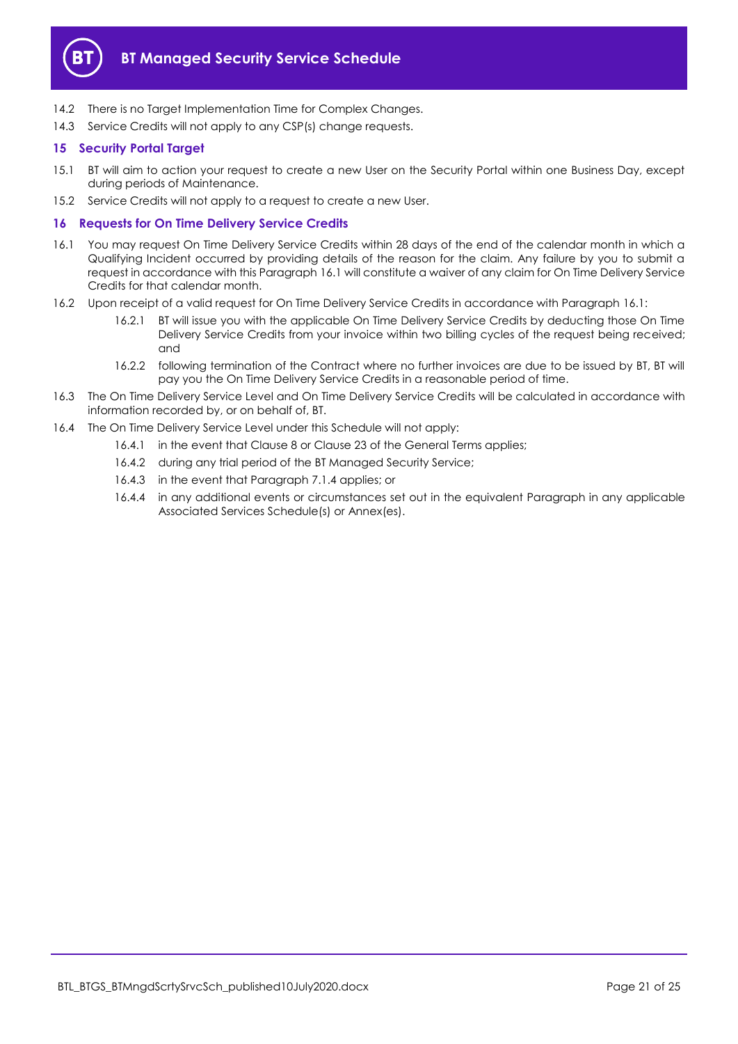14.2 There is no Target Implementation Time for Complex Changes.

14.3 Service Credits will not apply to any CSP(s) change requests.

## 15 Security Portal Target

15.1 BT will aim to action your request to create a new User on the Security Portal within one Business Day, except during periods of Maintenance.

15.2 Service Credits will not apply to a request to create a new User.

## 16 Requests for On Time Delivery Service Credits

16.1 You may request On Time Delivery Service Credits within 28 days of the end of the calendar month in which a Qualifying Incident occurred by providing details of the reason for the claim. Any failure by you to submit a request in accordance with this Paragraph 16.1 will constitute a waiver of any claim for On Time Delivery Service Credits for that calendar month.

16.2 Upon receipt of a valid request for On Time Delivery Service Credits in accordance with Paragraph 16.1:

16.2.1 BT will issue you with the applicable On Time Delivery Service Credits by deducting those On Time Delivery Service Credits from your invoice within two billing cycles of the request being received; and

16.2.2 following termination of the Contract where no further invoices are due to be issued by BT, BT will pay you the On Time Delivery Service Credits in a reasonable period of time.

16.3 The On Time Delivery Service Level and On Time Delivery Service Credits will be calculated in accordance with information recorded by, or on behalf of, BT.

16.4 The On Time Delivery Service Level under this Schedule will not apply:

16.4.1 in the event that Clause 8 or Clause 23 of the General Terms applies;

16.4.2 during any trial period of the BT Managed Security Service;

16.4.3 in the event that Paragraph 7.1.4 applies; or

16.4.4 in any additional events or circumstances set out in the equivalent Paragraph in any applicable Associated Services Schedule(s) or Annex(es).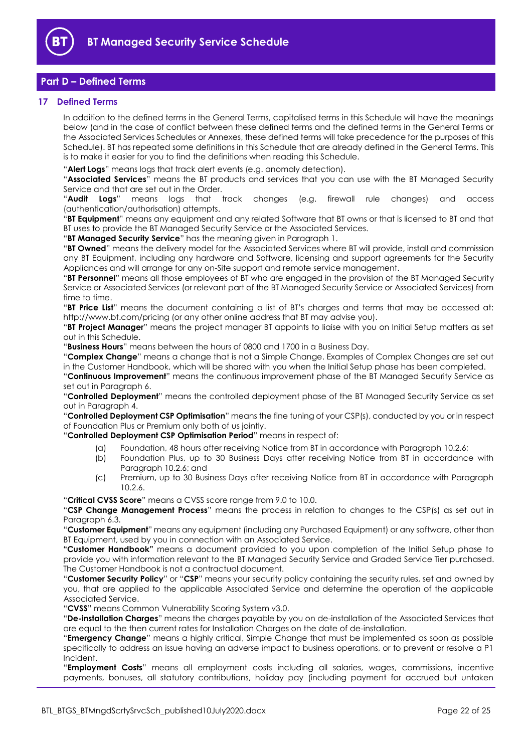## Part D – Defined Terms

### 17 Defined Terms

In addition to the defined terms in the General Terms, capitalised terms in this Schedule will have the meanings below (and in the case of conflict between these defined terms and the defined terms in the General Terms or the Associated Services Schedules or Annexes, these defined terms will take precedence for the purposes of this Schedule). BT has repeated some definitions in this Schedule that are already defined in the General Terms. This is to make it easier for you to find the definitions when reading this Schedule.

"**Alert Logs**" means logs that track alert events (e.g. anomaly detection).

"**Associated Services**" means the BT products and services that you can use with the BT Managed Security Service and that are set out in the Order.

"**Audit Logs**" means logs that track changes (e.g. firewall rule changes) and access (authentication/authorisation) attempts.

"**BT Equipment**" means any equipment and any related Software that BT owns or that is licensed to BT and that BT uses to provide the BT Managed Security Service or the Associated Services.

"**BT Managed Security Service**" has the meaning given in Paragraph 1.

"**BT Owned**" means the delivery model for the Associated Services where BT will provide, install and commission any BT Equipment, including any hardware and Software, licensing and support agreements for the Security Appliances and will arrange for any on-Site support and remote service management.

"**BT Personnel**" means all those employees of BT who are engaged in the provision of the BT Managed Security Service or Associated Services (or relevant part of the BT Managed Security Service or Associated Services) from time to time.

"**BT Price List**" means the document containing a list of BT's charges and terms that may be accessed at: http://www.bt.com/pricing (or any other online address that BT may advise you).

"**BT Project Manager**" means the project manager BT appoints to liaise with you on Initial Setup matters as set out in this Schedule.

"**Business Hours**" means between the hours of 0800 and 1700 in a Business Day.

"**Complex Change**" means a change that is not a Simple Change. Examples of Complex Changes are set out in the Customer Handbook, which will be shared with you when the Initial Setup phase has been completed.

"**Continuous Improvement**" means the continuous improvement phase of the BT Managed Security Service as set out in Paragraph 6.

"**Controlled Deployment**" means the controlled deployment phase of the BT Managed Security Service as set out in Paragraph 4.

"**Controlled Deployment CSP Optimisation**" means the fine tuning of your CSP(s), conducted by you or in respect of Foundation Plus or Premium only both of us jointly.

"**Controlled Deployment CSP Optimisation Period**" means in respect of:

(a) Foundation, 48 hours after receiving Notice from BT in accordance with Paragraph 10.2.6;

(b) Foundation Plus, up to 30 Business Days after receiving Notice from BT in accordance with Paragraph 10.2.6; and

(c) Premium, up to 30 Business Days after receiving Notice from BT in accordance with Paragraph 10.2.6.

"**Critical CVSS Score**" means a CVSS score range from 9.0 to 10.0.

"**CSP Change Management Process**" means the process in relation to changes to the CSP(s) as set out in Paragraph 6.3.

"**Customer Equipment**" means any equipment (including any Purchased Equipment) or any software, other than BT Equipment, used by you in connection with an Associated Service.

**"Customer Handbook"** means a document provided to you upon completion of the Initial Setup phase to provide you with information relevant to the BT Managed Security Service and Graded Service Tier purchased. The Customer Handbook is not a contractual document.

"**Customer Security Policy**" or "**CSP**" means your security policy containing the security rules, set and owned by you, that are applied to the applicable Associated Service and determine the operation of the applicable Associated Service.

"**CVSS**" means Common Vulnerability Scoring System v3.0.

"**De-installation Charges**" means the charges payable by you on de-installation of the Associated Services that are equal to the then current rates for Installation Charges on the date of de-installation.

"**Emergency Change**" means a highly critical, Simple Change that must be implemented as soon as possible specifically to address an issue having an adverse impact to business operations, or to prevent or resolve a P1 Incident.

"**Employment Costs**" means all employment costs including all salaries, wages, commissions, incentive payments, bonuses, all statutory contributions, holiday pay (including payment for accrued but untaken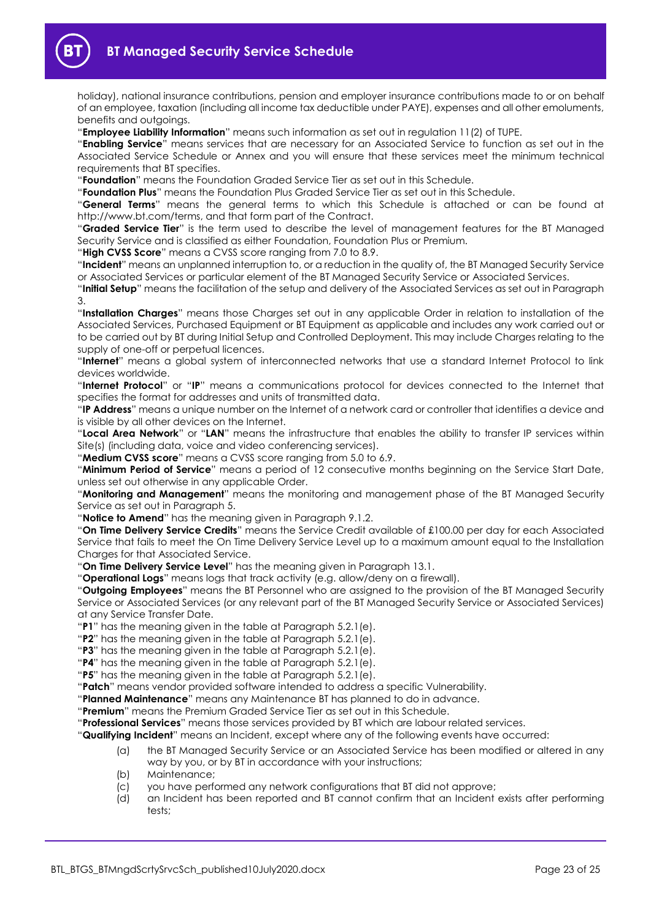holiday), national insurance contributions, pension and employer insurance contributions made to or on behalf of an employee, taxation (including all income tax deductible under PAYE), expenses and all other emoluments, benefits and outgoings.

"**Employee Liability Information**" means such information as set out in regulation 11(2) of TUPE.

"**Enabling Service**" means services that are necessary for an Associated Service to function as set out in the Associated Service Schedule or Annex and you will ensure that these services meet the minimum technical requirements that BT specifies.

"**Foundation**" means the Foundation Graded Service Tier as set out in this Schedule.

"**Foundation Plus**" means the Foundation Plus Graded Service Tier as set out in this Schedule.

"**General Terms**" means the general terms to which this Schedule is attached or can be found at http://www.bt.com/terms, and that form part of the Contract.

"**Graded Service Tier**" is the term used to describe the level of management features for the BT Managed Security Service and is classified as either Foundation, Foundation Plus or Premium.

"**High CVSS Score**" means a CVSS score ranging from 7.0 to 8.9.

"**Incident**" means an unplanned interruption to, or a reduction in the quality of, the BT Managed Security Service or Associated Services or particular element of the BT Managed Security Service or Associated Services.

"**Initial Setup**" means the facilitation of the setup and delivery of the Associated Services as set out in Paragraph 3.

"**Installation Charges**" means those Charges set out in any applicable Order in relation to installation of the Associated Services, Purchased Equipment or BT Equipment as applicable and includes any work carried out or to be carried out by BT during Initial Setup and Controlled Deployment. This may include Charges relating to the supply of one-off or perpetual licences.

"**Internet**" means a global system of interconnected networks that use a standard Internet Protocol to link devices worldwide.

"**Internet Protocol**" or "**IP**" means a communications protocol for devices connected to the Internet that specifies the format for addresses and units of transmitted data.

"**IP Address**" means a unique number on the Internet of a network card or controller that identifies a device and is visible by all other devices on the Internet.

"**Local Area Network**" or "**LAN**" means the infrastructure that enables the ability to transfer IP services within Site(s) (including data, voice and video conferencing services).

"**Medium CVSS score**" means a CVSS score ranging from 5.0 to 6.9.

"**Minimum Period of Service**" means a period of 12 consecutive months beginning on the Service Start Date, unless set out otherwise in any applicable Order.

"**Monitoring and Management**" means the monitoring and management phase of the BT Managed Security Service as set out in Paragraph 5.

"**Notice to Amend**" has the meaning given in Paragraph 9.1.2.

"**On Time Delivery Service Credits**" means the Service Credit available of £100.00 per day for each Associated Service that fails to meet the On Time Delivery Service Level up to a maximum amount equal to the Installation Charges for that Associated Service.

"**On Time Delivery Service Level**" has the meaning given in Paragraph 13.1.

"**Operational Logs**" means logs that track activity (e.g. allow/deny on a firewall).

"**Outgoing Employees**" means the BT Personnel who are assigned to the provision of the BT Managed Security Service or Associated Services (or any relevant part of the BT Managed Security Service or Associated Services) at any Service Transfer Date.

"**P1**" has the meaning given in the table at Paragraph 5.2.1(e).

"**P2**" has the meaning given in the table at Paragraph 5.2.1(e).

"**P3**" has the meaning given in the table at Paragraph 5.2.1(e).

"**P4**" has the meaning given in the table at Paragraph 5.2.1(e).

"**P5**" has the meaning given in the table at Paragraph 5.2.1(e).

"**Patch**" means vendor provided software intended to address a specific Vulnerability.

"**Planned Maintenance**" means any Maintenance BT has planned to do in advance.

"**Premium**" means the Premium Graded Service Tier as set out in this Schedule.

"**Professional Services**" means those services provided by BT which are labour related services.

"**Qualifying Incident**" means an Incident, except where any of the following events have occurred:

(a) the BT Managed Security Service or an Associated Service has been modified or altered in any way by you, or by BT in accordance with your instructions;

(b) Maintenance;

(c) you have performed any network configurations that BT did not approve;

(d) an Incident has been reported and BT cannot confirm that an Incident exists after performing tests;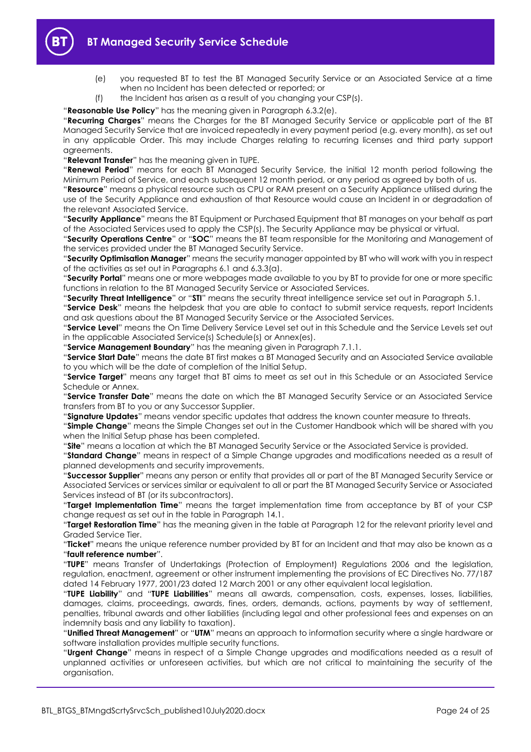(e) you requested BT to test the BT Managed Security Service or an Associated Service at a time when no Incident has been detected or reported; or

(f) the Incident has arisen as a result of you changing your CSP(s).

"**Reasonable Use Policy**" has the meaning given in Paragraph 6.3.2(e).

"**Recurring Charges**" means the Charges for the BT Managed Security Service or applicable part of the BT Managed Security Service that are invoiced repeatedly in every payment period (e.g. every month), as set out in any applicable Order. This may include Charges relating to recurring licenses and third party support agreements.

"**Relevant Transfer**" has the meaning given in TUPE.

"**Renewal Period**" means for each BT Managed Security Service, the initial 12 month period following the Minimum Period of Service, and each subsequent 12 month period, or any period as agreed by both of us.

"**Resource**" means a physical resource such as CPU or RAM present on a Security Appliance utilised during the use of the Security Appliance and exhaustion of that Resource would cause an Incident in or degradation of the relevant Associated Service.

"**Security Appliance**" means the BT Equipment or Purchased Equipment that BT manages on your behalf as part of the Associated Services used to apply the CSP(s). The Security Appliance may be physical or virtual.

"**Security Operations Centre**" or "**SOC**" means the BT team responsible for the Monitoring and Management of the services provided under the BT Managed Security Service.

"**Security Optimisation Manager**" means the security manager appointed by BT who will work with you in respect of the activities as set out in Paragraphs 6.1 and 6.3.3(a).

"**Security Portal**" means one or more webpages made available to you by BT to provide for one or more specific functions in relation to the BT Managed Security Service or Associated Services.

"**Security Threat Intelligence**" or "**STI**" means the security threat intelligence service set out in Paragraph 5.1.

"**Service Desk**" means the helpdesk that you are able to contact to submit service requests, report Incidents and ask questions about the BT Managed Security Service or the Associated Services.

"**Service Level**" means the On Time Delivery Service Level set out in this Schedule and the Service Levels set out in the applicable Associated Service(s) Schedule(s) or Annex(es).

"**Service Management Boundary**" has the meaning given in Paragraph 7.1.1.

"**Service Start Date**" means the date BT first makes a BT Managed Security and an Associated Service available to you which will be the date of completion of the Initial Setup.

"**Service Target**" means any target that BT aims to meet as set out in this Schedule or an Associated Service Schedule or Annex.

"**Service Transfer Date**" means the date on which the BT Managed Security Service or an Associated Service transfers from BT to you or any Successor Supplier.

"**Signature Updates**" means vendor specific updates that address the known counter measure to threats.

"**Simple Change**" means the Simple Changes set out in the Customer Handbook which will be shared with you when the Initial Setup phase has been completed.

"**Site**" means a location at which the BT Managed Security Service or the Associated Service is provided.

"**Standard Change**" means in respect of a Simple Change upgrades and modifications needed as a result of planned developments and security improvements.

"**Successor Supplier**" means any person or entity that provides all or part of the BT Managed Security Service or Associated Services or services similar or equivalent to all or part the BT Managed Security Service or Associated Services instead of BT (or its subcontractors).

"**Target Implementation Time**" means the target implementation time from acceptance by BT of your CSP change request as set out in the table in Paragraph 14.1.

"**Target Restoration Time**" has the meaning given in the table at Paragraph 12 for the relevant priority level and Graded Service Tier.

"**Ticket**" means the unique reference number provided by BT for an Incident and that may also be known as a "**fault reference number**".

"**TUPE**" means Transfer of Undertakings (Protection of Employment) Regulations 2006 and the legislation, regulation, enactment, agreement or other instrument implementing the provisions of EC Directives No. 77/187 dated 14 February 1977, 2001/23 dated 12 March 2001 or any other equivalent local legislation.

"**TUPE Liability**" and "**TUPE Liabilities**" means all awards, compensation, costs, expenses, losses, liabilities, damages, claims, proceedings, awards, fines, orders, demands, actions, payments by way of settlement, penalties, tribunal awards and other liabilities (including legal and other professional fees and expenses on an indemnity basis and any liability to taxation).

"**Unified Threat Management**" or "**UTM**" means an approach to information security where a single hardware or software installation provides multiple security functions.

"**Urgent Change**" means in respect of a Simple Change upgrades and modifications needed as a result of unplanned activities or unforeseen activities, but which are not critical to maintaining the security of the organisation.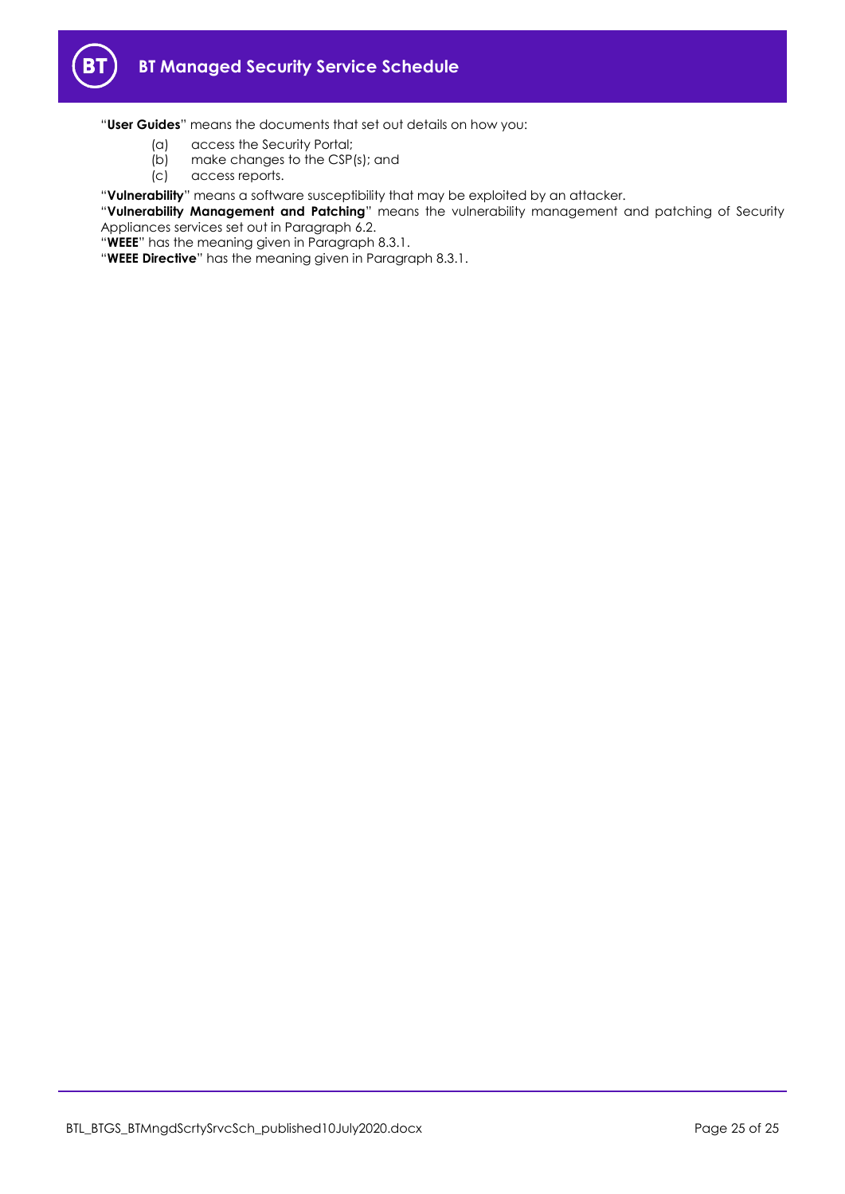"**User Guides**" means the documents that set out details on how you:

(a) access the Security Portal;
(b) make changes to the CSP(s); and
(c) access reports.

"**Vulnerability**" means a software susceptibility that may be exploited by an attacker.

"**Vulnerability Management and Patching**" means the vulnerability management and patching of Security Appliances services set out in Paragraph 6.2.

"**WEEE**" has the meaning given in Paragraph 8.3.1.

"**WEEE Directive**" has the meaning given in Paragraph 8.3.1.